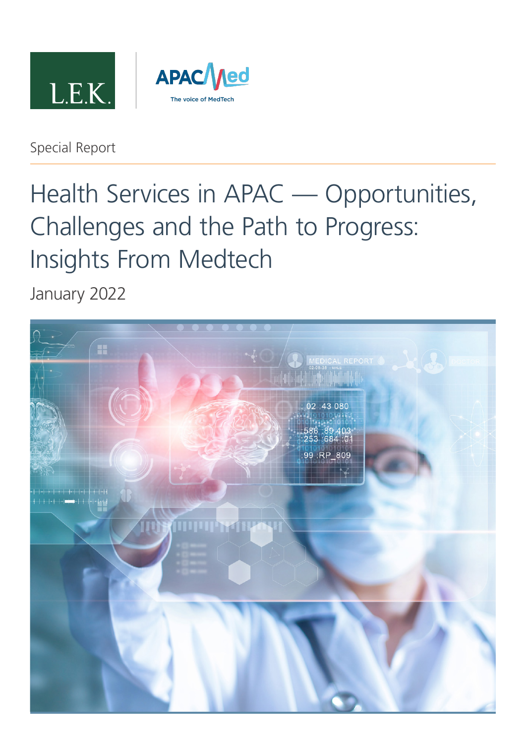L.E.K.

APACMed

The voice of MedTech

Special Report

# Health Services in APAC — Opportunities, Challenges and the Path to Progress: Insights From Medtech

January 2022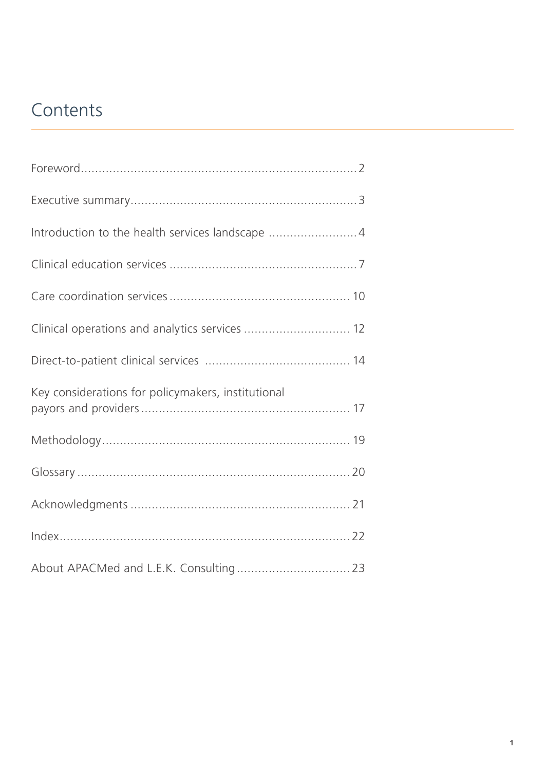# Contents

Foreword ..... 2

Executive summary ..... 3

Introduction to the health services landscape ..... 4

Clinical education services ..... 7

Care coordination services ..... 10

Clinical operations and analytics services ..... 12

Direct-to-patient clinical services ..... 14

Key considerations for policymakers, institutional payors and providers ..... 17

Methodology ..... 19

Glossary ..... 20

Acknowledgments ..... 21

Index ..... 22

About APACMed and L.E.K. Consulting ..... 23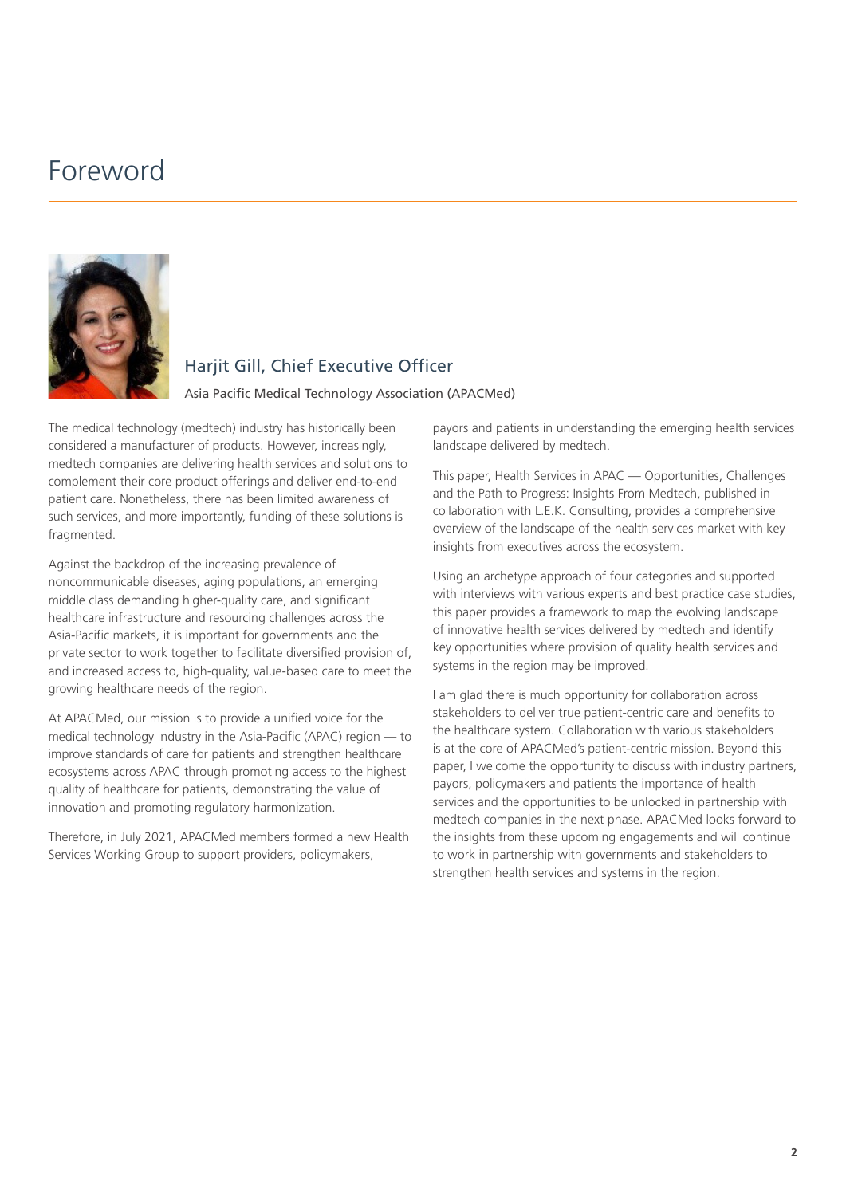# Foreword

### Harjit Gill, Chief Executive Officer

Asia Pacific Medical Technology Association (APACMed)

The medical technology (medtech) industry has historically been considered a manufacturer of products. However, increasingly, medtech companies are delivering health services and solutions to complement their core product offerings and deliver end-to-end patient care. Nonetheless, there has been limited awareness of such services, and more importantly, funding of these solutions is fragmented.

Against the backdrop of the increasing prevalence of noncommunicable diseases, aging populations, an emerging middle class demanding higher-quality care, and significant healthcare infrastructure and resourcing challenges across the Asia-Pacific markets, it is important for governments and the private sector to work together to facilitate diversified provision of, and increased access to, high-quality, value-based care to meet the growing healthcare needs of the region.

At APACMed, our mission is to provide a unified voice for the medical technology industry in the Asia-Pacific (APAC) region — to improve standards of care for patients and strengthen healthcare ecosystems across APAC through promoting access to the highest quality of healthcare for patients, demonstrating the value of innovation and promoting regulatory harmonization.

Therefore, in July 2021, APACMed members formed a new Health Services Working Group to support providers, policymakers, payors and patients in understanding the emerging health services landscape delivered by medtech.

This paper, Health Services in APAC — Opportunities, Challenges and the Path to Progress: Insights From Medtech, published in collaboration with L.E.K. Consulting, provides a comprehensive overview of the landscape of the health services market with key insights from executives across the ecosystem.

Using an archetype approach of four categories and supported with interviews with various experts and best practice case studies, this paper provides a framework to map the evolving landscape of innovative health services delivered by medtech and identify key opportunities where provision of quality health services and systems in the region may be improved.

I am glad there is much opportunity for collaboration across stakeholders to deliver true patient-centric care and benefits to the healthcare system. Collaboration with various stakeholders is at the core of APACMed's patient-centric mission. Beyond this paper, I welcome the opportunity to discuss with industry partners, payors, policymakers and patients the importance of health services and the opportunities to be unlocked in partnership with medtech companies in the next phase. APACMed looks forward to the insights from these upcoming engagements and will continue to work in partnership with governments and stakeholders to strengthen health services and systems in the region.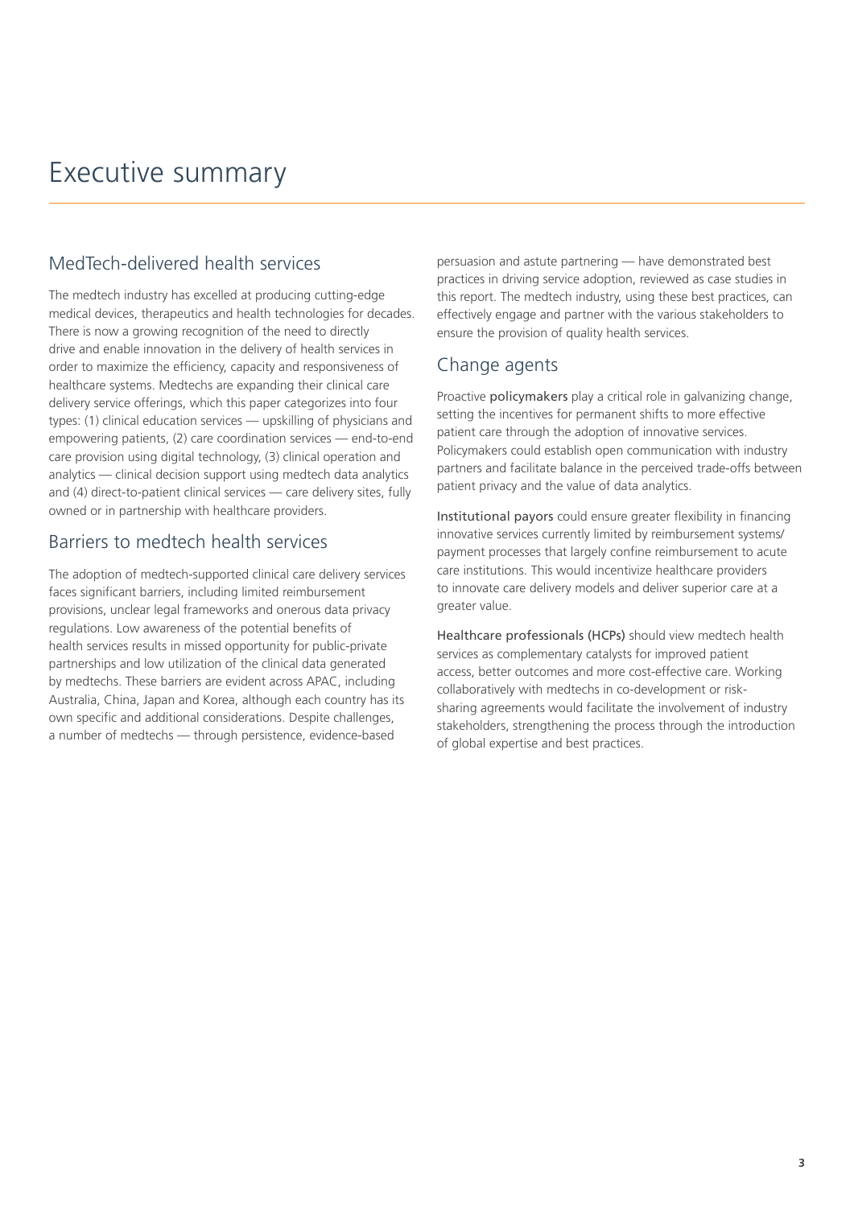# Executive summary

## MedTech-delivered health services

The medtech industry has excelled at producing cutting-edge medical devices, therapeutics and health technologies for decades. There is now a growing recognition of the need to directly drive and enable innovation in the delivery of health services in order to maximize the efficiency, capacity and responsiveness of healthcare systems. Medtechs are expanding their clinical care delivery service offerings, which this paper categorizes into four types: (1) clinical education services — upskilling of physicians and empowering patients, (2) care coordination services — end-to-end care provision using digital technology, (3) clinical operation and analytics — clinical decision support using medtech data analytics and (4) direct-to-patient clinical services — care delivery sites, fully owned or in partnership with healthcare providers.

## Barriers to medtech health services

The adoption of medtech-supported clinical care delivery services faces significant barriers, including limited reimbursement provisions, unclear legal frameworks and onerous data privacy regulations. Low awareness of the potential benefits of health services results in missed opportunity for public-private partnerships and low utilization of the clinical data generated by medtechs. These barriers are evident across APAC, including Australia, China, Japan and Korea, although each country has its own specific and additional considerations. Despite challenges, a number of medtechs — through persistence, evidence-based persuasion and astute partnering — have demonstrated best practices in driving service adoption, reviewed as case studies in this report. The medtech industry, using these best practices, can effectively engage and partner with the various stakeholders to ensure the provision of quality health services.

## Change agents

Proactive **policymakers** play a critical role in galvanizing change, setting the incentives for permanent shifts to more effective patient care through the adoption of innovative services. Policymakers could establish open communication with industry partners and facilitate balance in the perceived trade-offs between patient privacy and the value of data analytics.

**Institutional payors** could ensure greater flexibility in financing innovative services currently limited by reimbursement systems/payment processes that largely confine reimbursement to acute care institutions. This would incentivize healthcare providers to innovate care delivery models and deliver superior care at a greater value.

**Healthcare professionals (HCPs)** should view medtech health services as complementary catalysts for improved patient access, better outcomes and more cost-effective care. Working collaboratively with medtechs in co-development or risk-sharing agreements would facilitate the involvement of industry stakeholders, strengthening the process through the introduction of global expertise and best practices.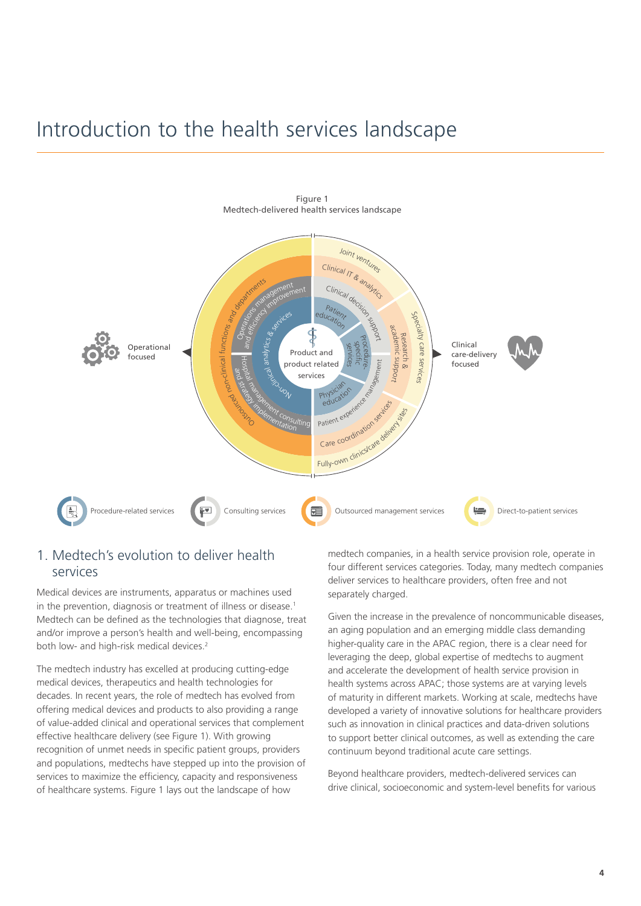# Introduction to the health services landscape

Figure 1
Medtech-delivered health services landscape

Operational focused

Clinical care-delivery focused

Product and product related services

Non-clinical analytics & services

Operations management and efficiency improvement

Outsourced non-clinical functions and departments

Hospital management consulting and strategy implementation

Patient education

Procedure-specific services

Physician education

Clinical decision support

Research & academic support

Patient experience management

Clinical IT & analytics

Joint ventures

Specialty care services

Care coordination services

Fully-own clinics/care delivery sites

Procedure-related services | Consulting services | Outsourced management services | Direct-to-patient services

## 1. Medtech's evolution to deliver health services

Medical devices are instruments, apparatus or machines used in the prevention, diagnosis or treatment of illness or disease.[1] Medtech can be defined as the technologies that diagnose, treat and/or improve a person's health and well-being, encompassing both low- and high-risk medical devices.[2]

The medtech industry has excelled at producing cutting-edge medical devices, therapeutics and health technologies for decades. In recent years, the role of medtech has evolved from offering medical devices and products to also providing a range of value-added clinical and operational services that complement effective healthcare delivery (see Figure 1). With growing recognition of unmet needs in specific patient groups, providers and populations, medtechs have stepped up into the provision of services to maximize the efficiency, capacity and responsiveness of healthcare systems. Figure 1 lays out the landscape of how medtech companies, in a health service provision role, operate in four different services categories. Today, many medtech companies deliver services to healthcare providers, often free and not separately charged.

Given the increase in the prevalence of noncommunicable diseases, an aging population and an emerging middle class demanding higher-quality care in the APAC region, there is a clear need for leveraging the deep, global expertise of medtechs to augment and accelerate the development of health service provision in health systems across APAC; those systems are at varying levels of maturity in different markets. Working at scale, medtechs have developed a variety of innovative solutions for healthcare providers such as innovation in clinical practices and data-driven solutions to support better clinical outcomes, as well as extending the care continuum beyond traditional acute care settings.

Beyond healthcare providers, medtech-delivered services can drive clinical, socioeconomic and system-level benefits for various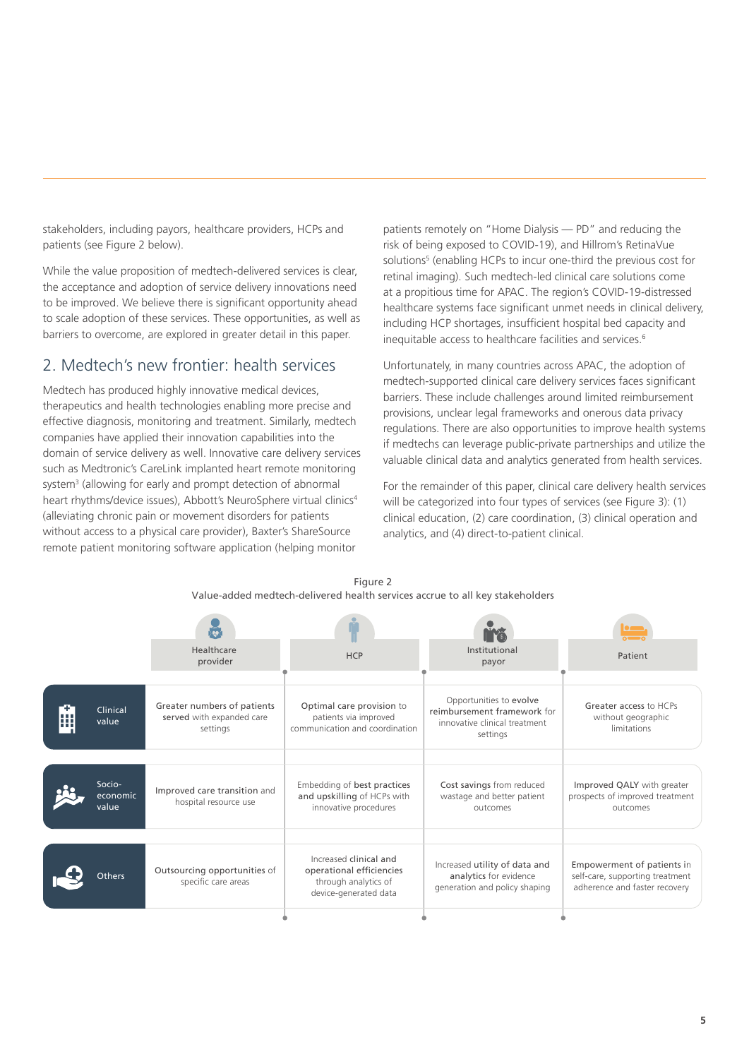stakeholders, including payors, healthcare providers, HCPs and patients (see Figure 2 below).

While the value proposition of medtech-delivered services is clear, the acceptance and adoption of service delivery innovations need to be improved. We believe there is significant opportunity ahead to scale adoption of these services. These opportunities, as well as barriers to overcome, are explored in greater detail in this paper.

## 2. Medtech's new frontier: health services

Medtech has produced highly innovative medical devices, therapeutics and health technologies enabling more precise and effective diagnosis, monitoring and treatment. Similarly, medtech companies have applied their innovation capabilities into the domain of service delivery as well. Innovative care delivery services such as Medtronic's CareLink implanted heart remote monitoring system[3] (allowing for early and prompt detection of abnormal heart rhythms/device issues), Abbott's NeuroSphere virtual clinics[4] (alleviating chronic pain or movement disorders for patients without access to a physical care provider), Baxter's ShareSource remote patient monitoring software application (helping monitor patients remotely on "Home Dialysis — PD" and reducing the risk of being exposed to COVID-19), and Hillrom's RetinaVue solutions[5] (enabling HCPs to incur one-third the previous cost for retinal imaging). Such medtech-led clinical care solutions come at a propitious time for APAC. The region's COVID-19-distressed healthcare systems face significant unmet needs in clinical delivery, including HCP shortages, insufficient hospital bed capacity and inequitable access to healthcare facilities and services.[6]

Unfortunately, in many countries across APAC, the adoption of medtech-supported clinical care delivery services faces significant barriers. These include challenges around limited reimbursement provisions, unclear legal frameworks and onerous data privacy regulations. There are also opportunities to improve health systems if medtechs can leverage public-private partnerships and utilize the valuable clinical data and analytics generated from health services.

For the remainder of this paper, clinical care delivery health services will be categorized into four types of services (see Figure 3): (1) clinical education, (2) care coordination, (3) clinical operation and analytics, and (4) direct-to-patient clinical.

Figure 2
Value-added medtech-delivered health services accrue to all key stakeholders

| | Healthcare provider | HCP | Institutional payor | Patient |
|---|---|---|---|---|
| Clinical value | **Greater numbers of patients served** with expanded care settings | **Optimal care provision** to patients via improved communication and coordination | Opportunities to **evolve reimbursement framework** for innovative clinical treatment settings | **Greater access** to HCPs without geographic limitations |
| Socio-economic value | **Improved care transition** and hospital resource use | Embedding of **best practices and upskilling** of HCPs with innovative procedures | **Cost savings** from reduced wastage and better patient outcomes | **Improved QALY** with greater prospects of improved treatment outcomes |
| Others | **Outsourcing opportunities** of specific care areas | Increased **clinical and operational efficiencies** through analytics of device-generated data | Increased **utility of data and analytics** for evidence generation and policy shaping | **Empowerment of patients** in self-care, supporting treatment adherence and faster recovery |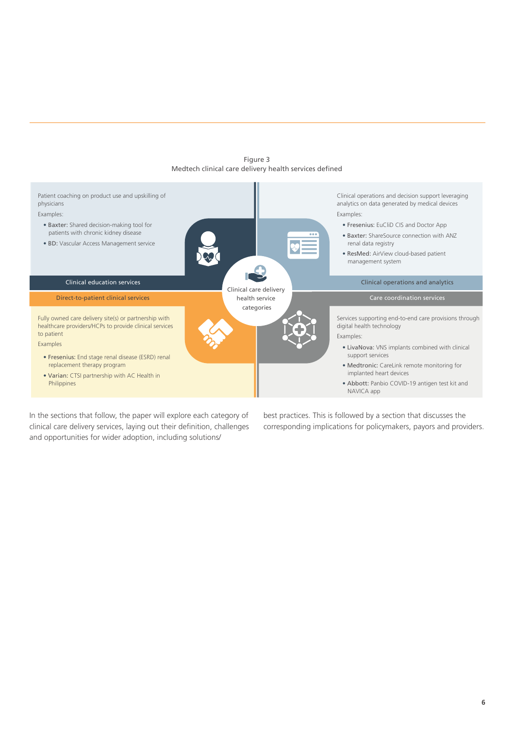Figure 3
Medtech clinical care delivery health services defined

**Clinical education services**

Patient coaching on product use and upskilling of physicians

Examples:

- **Baxter:** Shared decision-making tool for patients with chronic kidney disease
- **BD:** Vascular Access Management service

**Clinical operations and analytics**

Clinical operations and decision support leveraging analytics on data generated by medical devices

Examples:

- **Fresenius:** EuCliD CIS and Doctor App
- **Baxter:** ShareSource connection with ANZ renal data registry
- **ResMed:** AirView cloud-based patient management system

Clinical care delivery health service categories

**Direct-to-patient clinical services**

Fully owned care delivery site(s) or partnership with healthcare providers/HCPs to provide clinical services to patient

Examples

- **Fresenius:** End stage renal disease (ESRD) renal replacement therapy program
- **Varian:** CTSI partnership with AC Health in Philippines

**Care coordination services**

Services supporting end-to-end care provisions through digital health technology

Examples:

- **LivaNova:** VNS implants combined with clinical support services
- **Medtronic:** CareLink remote monitoring for implanted heart devices
- **Abbott:** Panbio COVID-19 antigen test kit and NAVICA app

In the sections that follow, the paper will explore each category of clinical care delivery services, laying out their definition, challenges and opportunities for wider adoption, including solutions/best practices. This is followed by a section that discusses the corresponding implications for policymakers, payors and providers.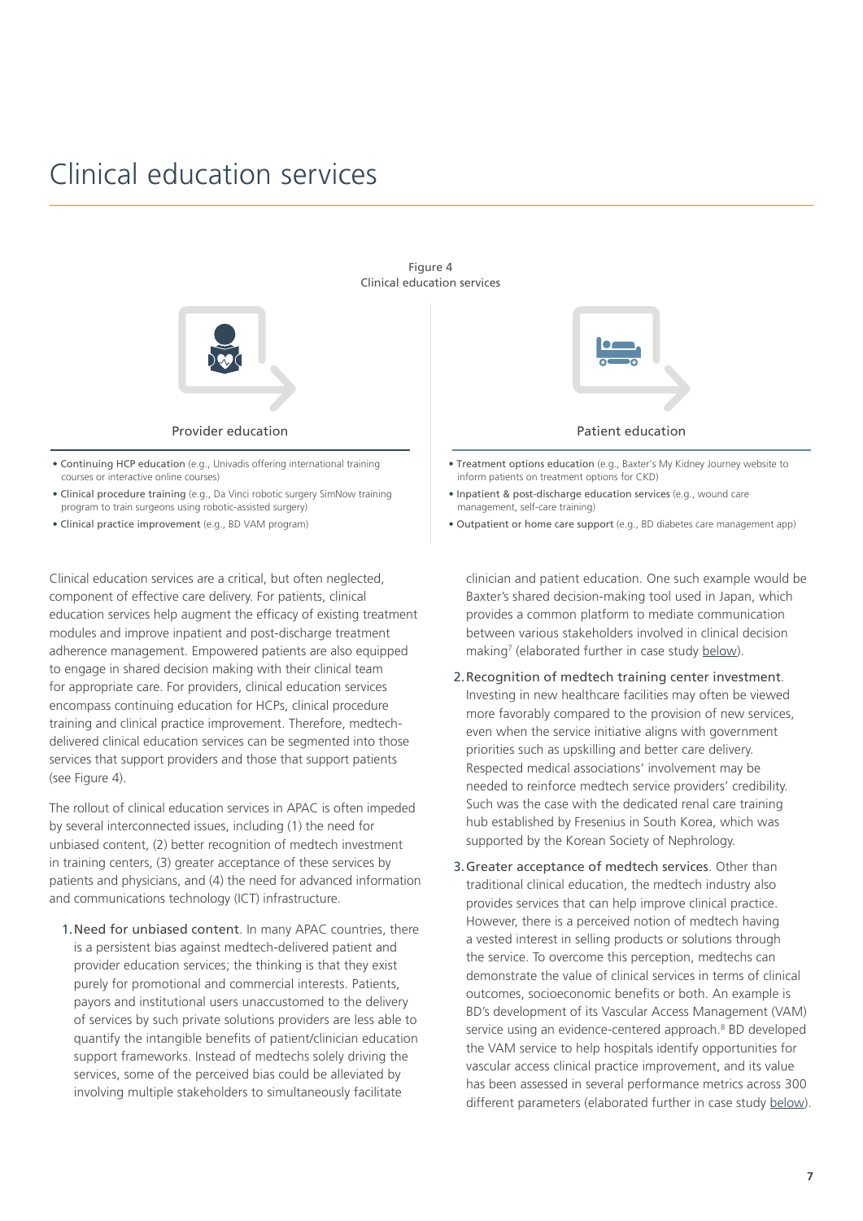# Clinical education services

Figure 4
Clinical education services

**Provider education**

- **Continuing HCP education** (e.g., Univadis offering international training courses or interactive online courses)
- **Clinical procedure training** (e.g., Da Vinci robotic surgery SimNow training program to train surgeons using robotic-assisted surgery)
- **Clinical practice improvement** (e.g., BD VAM program)

**Patient education**

- **Treatment options education** (e.g., Baxter's My Kidney Journey website to inform patients on treatment options for CKD)
- **Inpatient & post-discharge education services** (e.g., wound care management, self-care training)
- **Outpatient or home care support** (e.g., BD diabetes care management app)

Clinical education services are a critical, but often neglected, component of effective care delivery. For patients, clinical education services help augment the efficacy of existing treatment modules and improve inpatient and post-discharge treatment adherence management. Empowered patients are also equipped to engage in shared decision making with their clinical team for appropriate care. For providers, clinical education services encompass continuing education for HCPs, clinical procedure training and clinical practice improvement. Therefore, medtech-delivered clinical education services can be segmented into those services that support providers and those that support patients (see Figure 4).

The rollout of clinical education services in APAC is often impeded by several interconnected issues, including (1) the need for unbiased content, (2) better recognition of medtech investment in training centers, (3) greater acceptance of these services by patients and physicians, and (4) the need for advanced information and communications technology (ICT) infrastructure.

1. **Need for unbiased content**. In many APAC countries, there is a persistent bias against medtech-delivered patient and provider education services; the thinking is that they exist purely for promotional and commercial interests. Patients, payors and institutional users unaccustomed to the delivery of services by such private solutions providers are less able to quantify the intangible benefits of patient/clinician education support frameworks. Instead of medtechs solely driving the services, some of the perceived bias could be alleviated by involving multiple stakeholders to simultaneously facilitate clinician and patient education. One such example would be Baxter's shared decision-making tool used in Japan, which provides a common platform to mediate communication between various stakeholders involved in clinical decision making[7] (elaborated further in case study below).

2. **Recognition of medtech training center investment**. Investing in new healthcare facilities may often be viewed more favorably compared to the provision of new services, even when the service initiative aligns with government priorities such as upskilling and better care delivery. Respected medical associations' involvement may be needed to reinforce medtech service providers' credibility. Such was the case with the dedicated renal care training hub established by Fresenius in South Korea, which was supported by the Korean Society of Nephrology.

3. **Greater acceptance of medtech services**. Other than traditional clinical education, the medtech industry also provides services that can help improve clinical practice. However, there is a perceived notion of medtech having a vested interest in selling products or solutions through the service. To overcome this perception, medtechs can demonstrate the value of clinical services in terms of clinical outcomes, socioeconomic benefits or both. An example is BD's development of its Vascular Access Management (VAM) service using an evidence-centered approach.[8] BD developed the VAM service to help hospitals identify opportunities for vascular access clinical practice improvement, and its value has been assessed in several performance metrics across 300 different parameters (elaborated further in case study below).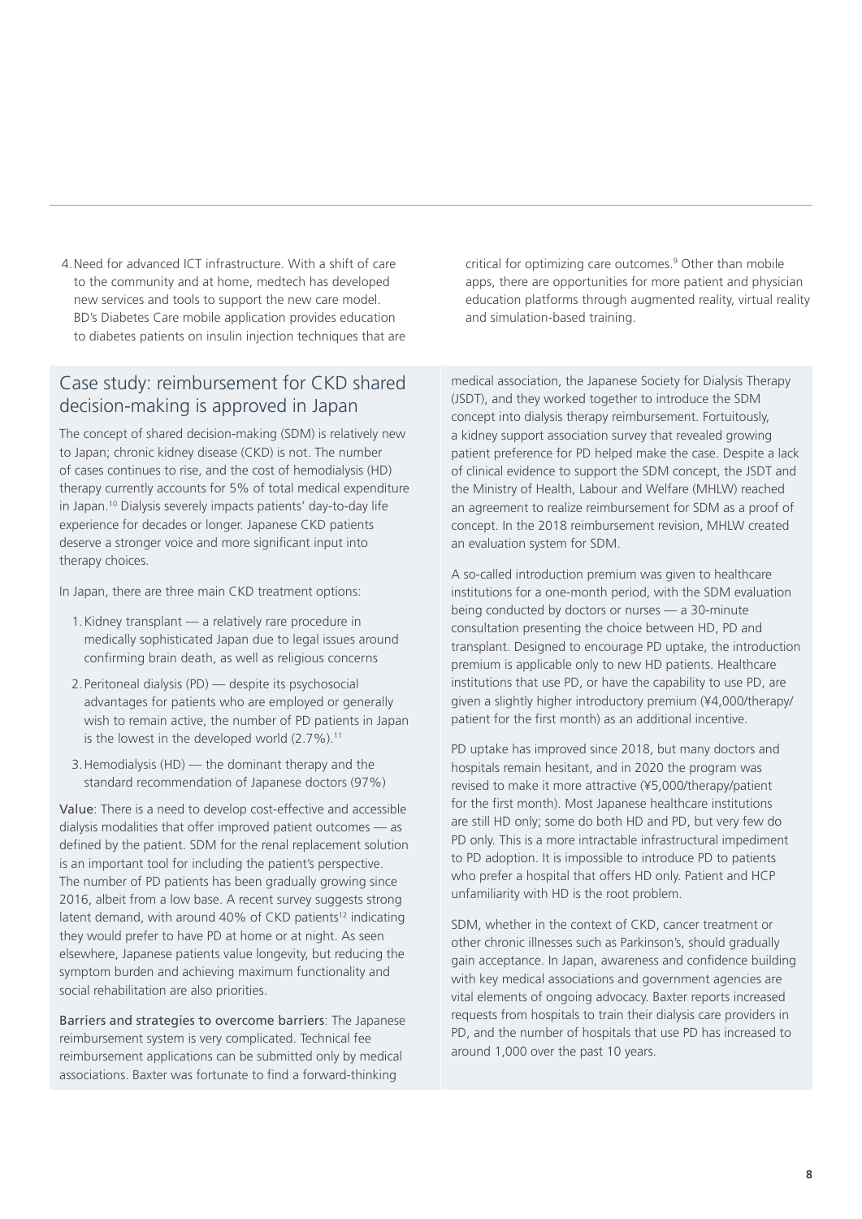4. Need for advanced ICT infrastructure. With a shift of care to the community and at home, medtech has developed new services and tools to support the new care model. BD's Diabetes Care mobile application provides education to diabetes patients on insulin injection techniques that are critical for optimizing care outcomes.[9] Other than mobile apps, there are opportunities for more patient and physician education platforms through augmented reality, virtual reality and simulation-based training.

## Case study: reimbursement for CKD shared decision-making is approved in Japan

The concept of shared decision-making (SDM) is relatively new to Japan; chronic kidney disease (CKD) is not. The number of cases continues to rise, and the cost of hemodialysis (HD) therapy currently accounts for 5% of total medical expenditure in Japan.[10] Dialysis severely impacts patients' day-to-day life experience for decades or longer. Japanese CKD patients deserve a stronger voice and more significant input into therapy choices.

In Japan, there are three main CKD treatment options:

1. Kidney transplant — a relatively rare procedure in medically sophisticated Japan due to legal issues around confirming brain death, as well as religious concerns
2. Peritoneal dialysis (PD) — despite its psychosocial advantages for patients who are employed or generally wish to remain active, the number of PD patients in Japan is the lowest in the developed world (2.7%).[11]
3. Hemodialysis (HD) — the dominant therapy and the standard recommendation of Japanese doctors (97%)

**Value**: There is a need to develop cost-effective and accessible dialysis modalities that offer improved patient outcomes — as defined by the patient. SDM for the renal replacement solution is an important tool for including the patient's perspective. The number of PD patients has been gradually growing since 2016, albeit from a low base. A recent survey suggests strong latent demand, with around 40% of CKD patients[12] indicating they would prefer to have PD at home or at night. As seen elsewhere, Japanese patients value longevity, but reducing the symptom burden and achieving maximum functionality and social rehabilitation are also priorities.

**Barriers and strategies to overcome barriers**: The Japanese reimbursement system is very complicated. Technical fee reimbursement applications can be submitted only by medical associations. Baxter was fortunate to find a forward-thinking medical association, the Japanese Society for Dialysis Therapy (JSDT), and they worked together to introduce the SDM concept into dialysis therapy reimbursement. Fortuitously, a kidney support association survey that revealed growing patient preference for PD helped make the case. Despite a lack of clinical evidence to support the SDM concept, the JSDT and the Ministry of Health, Labour and Welfare (MHLW) reached an agreement to realize reimbursement for SDM as a proof of concept. In the 2018 reimbursement revision, MHLW created an evaluation system for SDM.

A so-called introduction premium was given to healthcare institutions for a one-month period, with the SDM evaluation being conducted by doctors or nurses — a 30-minute consultation presenting the choice between HD, PD and transplant. Designed to encourage PD uptake, the introduction premium is applicable only to new HD patients. Healthcare institutions that use PD, or have the capability to use PD, are given a slightly higher introductory premium (¥4,000/therapy/patient for the first month) as an additional incentive.

PD uptake has improved since 2018, but many doctors and hospitals remain hesitant, and in 2020 the program was revised to make it more attractive (¥5,000/therapy/patient for the first month). Most Japanese healthcare institutions are still HD only; some do both HD and PD, but very few do PD only. This is a more intractable infrastructural impediment to PD adoption. It is impossible to introduce PD to patients who prefer a hospital that offers HD only. Patient and HCP unfamiliarity with HD is the root problem.

SDM, whether in the context of CKD, cancer treatment or other chronic illnesses such as Parkinson's, should gradually gain acceptance. In Japan, awareness and confidence building with key medical associations and government agencies are vital elements of ongoing advocacy. Baxter reports increased requests from hospitals to train their dialysis care providers in PD, and the number of hospitals that use PD has increased to around 1,000 over the past 10 years.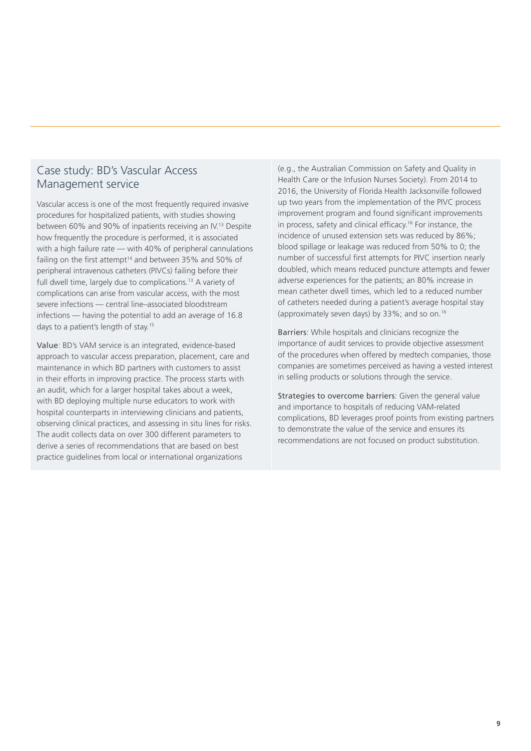## Case study: BD's Vascular Access Management service

Vascular access is one of the most frequently required invasive procedures for hospitalized patients, with studies showing between 60% and 90% of inpatients receiving an IV.[13] Despite how frequently the procedure is performed, it is associated with a high failure rate — with 40% of peripheral cannulations failing on the first attempt[14] and between 35% and 50% of peripheral intravenous catheters (PIVCs) failing before their full dwell time, largely due to complications.[13] A variety of complications can arise from vascular access, with the most severe infections — central line–associated bloodstream infections — having the potential to add an average of 16.8 days to a patient's length of stay.[15]

**Value**: BD's VAM service is an integrated, evidence-based approach to vascular access preparation, placement, care and maintenance in which BD partners with customers to assist in their efforts in improving practice. The process starts with an audit, which for a larger hospital takes about a week, with BD deploying multiple nurse educators to work with hospital counterparts in interviewing clinicians and patients, observing clinical practices, and assessing in situ lines for risks. The audit collects data on over 300 different parameters to derive a series of recommendations that are based on best practice guidelines from local or international organizations (e.g., the Australian Commission on Safety and Quality in Health Care or the Infusion Nurses Society). From 2014 to 2016, the University of Florida Health Jacksonville followed up two years from the implementation of the PIVC process improvement program and found significant improvements in process, safety and clinical efficacy.[16] For instance, the incidence of unused extension sets was reduced by 86%; blood spillage or leakage was reduced from 50% to 0; the number of successful first attempts for PIVC insertion nearly doubled, which means reduced puncture attempts and fewer adverse experiences for the patients; an 80% increase in mean catheter dwell times, which led to a reduced number of catheters needed during a patient's average hospital stay (approximately seven days) by 33%; and so on.[16]

**Barriers**: While hospitals and clinicians recognize the importance of audit services to provide objective assessment of the procedures when offered by medtech companies, those companies are sometimes perceived as having a vested interest in selling products or solutions through the service.

**Strategies to overcome barriers**: Given the general value and importance to hospitals of reducing VAM-related complications, BD leverages proof points from existing partners to demonstrate the value of the service and ensures its recommendations are not focused on product substitution.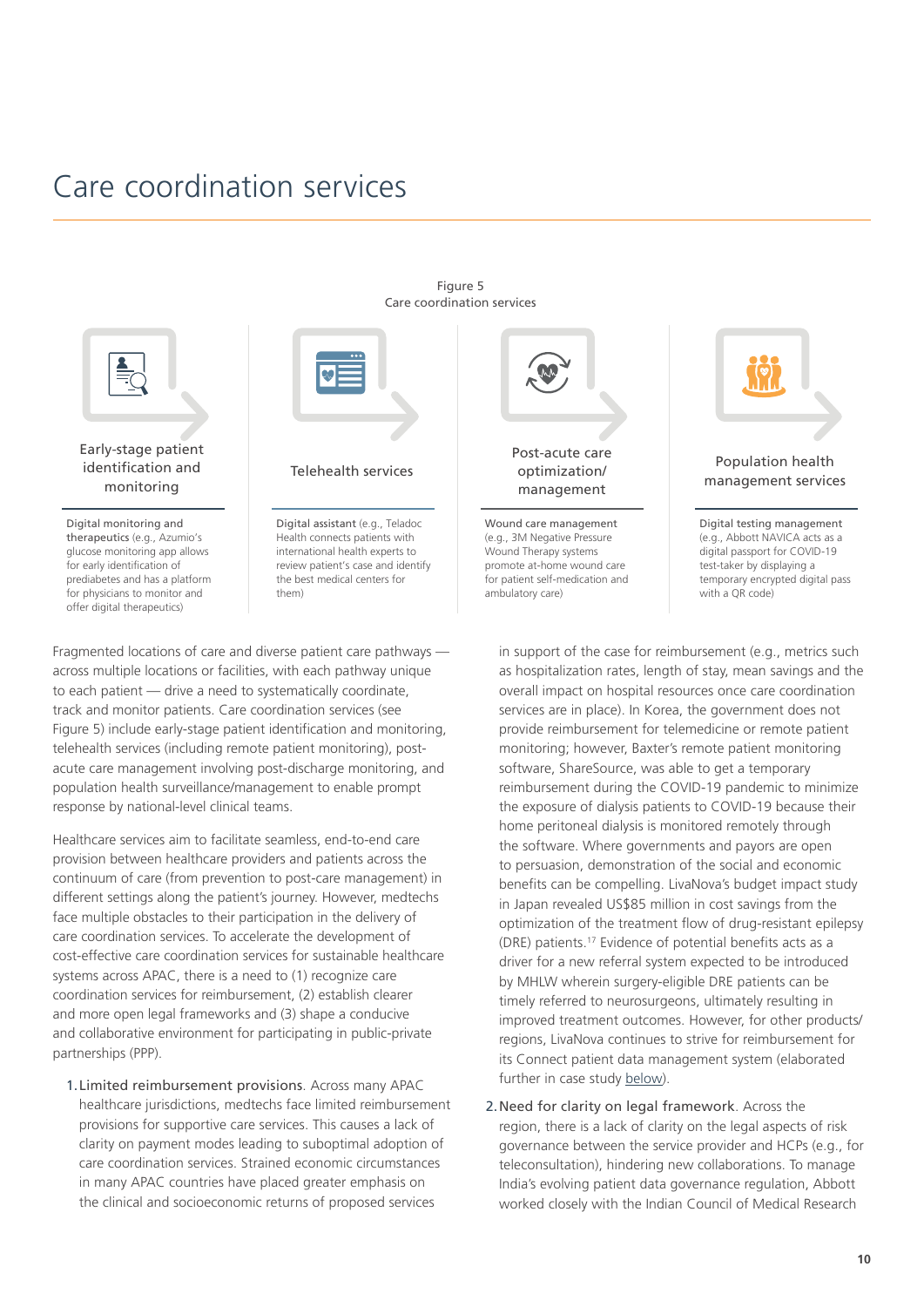# Care coordination services

Figure 5
Care coordination services

| Early-stage patient identification and monitoring | Telehealth services | Post-acute care optimization/ management | Population health management services |
|---|---|---|---|
| **Digital monitoring and therapeutics** (e.g., Azumio's glucose monitoring app allows for early identification of prediabetes and has a platform for physicians to monitor and offer digital therapeutics) | **Digital assistant** (e.g., Teladoc Health connects patients with international health experts to review patient's case and identify the best medical centers for them) | **Wound care management** (e.g., 3M Negative Pressure Wound Therapy systems promote at-home wound care for patient self-medication and ambulatory care) | **Digital testing management** (e.g., Abbott NAVICA acts as a digital passport for COVID-19 test-taker by displaying a temporary encrypted digital pass with a QR code) |

Fragmented locations of care and diverse patient care pathways — across multiple locations or facilities, with each pathway unique to each patient — drive a need to systematically coordinate, track and monitor patients. Care coordination services (see Figure 5) include early-stage patient identification and monitoring, telehealth services (including remote patient monitoring), post-acute care management involving post-discharge monitoring, and population health surveillance/management to enable prompt response by national-level clinical teams.

Healthcare services aim to facilitate seamless, end-to-end care provision between healthcare providers and patients across the continuum of care (from prevention to post-care management) in different settings along the patient's journey. However, medtechs face multiple obstacles to their participation in the delivery of care coordination services. To accelerate the development of cost-effective care coordination services for sustainable healthcare systems across APAC, there is a need to (1) recognize care coordination services for reimbursement, (2) establish clearer and more open legal frameworks and (3) shape a conducive and collaborative environment for participating in public-private partnerships (PPP).

1. Limited reimbursement provisions. Across many APAC healthcare jurisdictions, medtechs face limited reimbursement provisions for supportive care services. This causes a lack of clarity on payment modes leading to suboptimal adoption of care coordination services. Strained economic circumstances in many APAC countries have placed greater emphasis on the clinical and socioeconomic returns of proposed services in support of the case for reimbursement (e.g., metrics such as hospitalization rates, length of stay, mean savings and the overall impact on hospital resources once care coordination services are in place). In Korea, the government does not provide reimbursement for telemedicine or remote patient monitoring; however, Baxter's remote patient monitoring software, ShareSource, was able to get a temporary reimbursement during the COVID-19 pandemic to minimize the exposure of dialysis patients to COVID-19 because their home peritoneal dialysis is monitored remotely through the software. Where governments and payors are open to persuasion, demonstration of the social and economic benefits can be compelling. LivaNova's budget impact study in Japan revealed US$85 million in cost savings from the optimization of the treatment flow of drug-resistant epilepsy (DRE) patients.[17] Evidence of potential benefits acts as a driver for a new referral system expected to be introduced by MHLW wherein surgery-eligible DRE patients can be timely referred to neurosurgeons, ultimately resulting in improved treatment outcomes. However, for other products/ regions, LivaNova continues to strive for reimbursement for its Connect patient data management system (elaborated further in case study below).

2. Need for clarity on legal framework. Across the region, there is a lack of clarity on the legal aspects of risk governance between the service provider and HCPs (e.g., for teleconsultation), hindering new collaborations. To manage India's evolving patient data governance regulation, Abbott worked closely with the Indian Council of Medical Research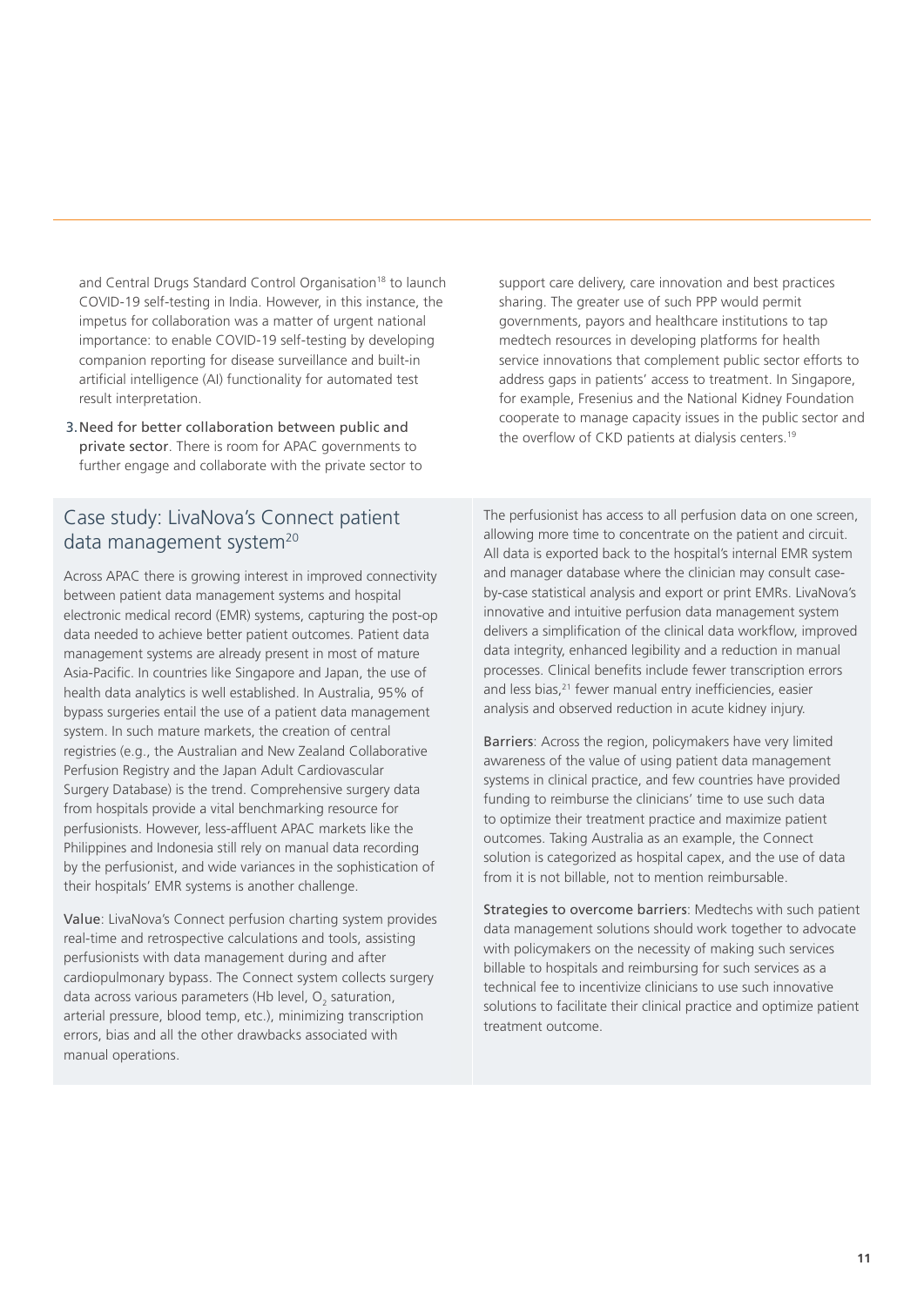and Central Drugs Standard Control Organisation[18] to launch COVID-19 self-testing in India. However, in this instance, the impetus for collaboration was a matter of urgent national importance: to enable COVID-19 self-testing by developing companion reporting for disease surveillance and built-in artificial intelligence (AI) functionality for automated test result interpretation.

3. **Need for better collaboration between public and private sector**. There is room for APAC governments to further engage and collaborate with the private sector to support care delivery, care innovation and best practices sharing. The greater use of such PPP would permit governments, payors and healthcare institutions to tap medtech resources in developing platforms for health service innovations that complement public sector efforts to address gaps in patients' access to treatment. In Singapore, for example, Fresenius and the National Kidney Foundation cooperate to manage capacity issues in the public sector and the overflow of CKD patients at dialysis centers.[19]

## Case study: LivaNova's Connect patient data management system[20]

Across APAC there is growing interest in improved connectivity between patient data management systems and hospital electronic medical record (EMR) systems, capturing the post-op data needed to achieve better patient outcomes. Patient data management systems are already present in most of mature Asia-Pacific. In countries like Singapore and Japan, the use of health data analytics is well established. In Australia, 95% of bypass surgeries entail the use of a patient data management system. In such mature markets, the creation of central registries (e.g., the Australian and New Zealand Collaborative Perfusion Registry and the Japan Adult Cardiovascular Surgery Database) is the trend. Comprehensive surgery data from hospitals provide a vital benchmarking resource for perfusionists. However, less-affluent APAC markets like the Philippines and Indonesia still rely on manual data recording by the perfusionist, and wide variances in the sophistication of their hospitals' EMR systems is another challenge.

**Value**: LivaNova's Connect perfusion charting system provides real-time and retrospective calculations and tools, assisting perfusionists with data management during and after cardiopulmonary bypass. The Connect system collects surgery data across various parameters (Hb level, $O_2$ saturation, arterial pressure, blood temp, etc.), minimizing transcription errors, bias and all the other drawbacks associated with manual operations.

The perfusionist has access to all perfusion data on one screen, allowing more time to concentrate on the patient and circuit. All data is exported back to the hospital's internal EMR system and manager database where the clinician may consult case-by-case statistical analysis and export or print EMRs. LivaNova's innovative and intuitive perfusion data management system delivers a simplification of the clinical data workflow, improved data integrity, enhanced legibility and a reduction in manual processes. Clinical benefits include fewer transcription errors and less bias,[21] fewer manual entry inefficiencies, easier analysis and observed reduction in acute kidney injury.

**Barriers**: Across the region, policymakers have very limited awareness of the value of using patient data management systems in clinical practice, and few countries have provided funding to reimburse the clinicians' time to use such data to optimize their treatment practice and maximize patient outcomes. Taking Australia as an example, the Connect solution is categorized as hospital capex, and the use of data from it is not billable, not to mention reimbursable.

**Strategies to overcome barriers**: Medtechs with such patient data management solutions should work together to advocate with policymakers on the necessity of making such services billable to hospitals and reimbursing for such services as a technical fee to incentivize clinicians to use such innovative solutions to facilitate their clinical practice and optimize patient treatment outcome.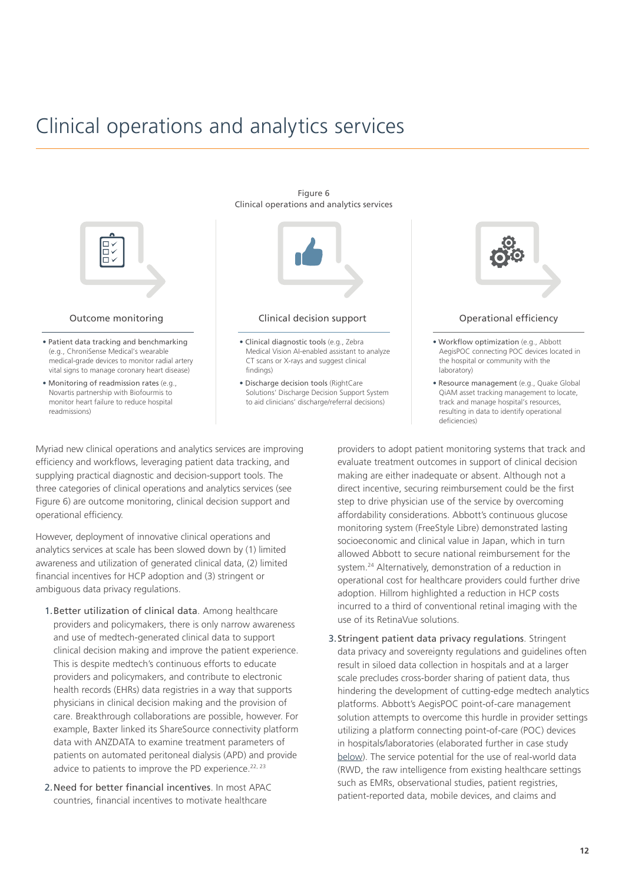# Clinical operations and analytics services

Figure 6
Clinical operations and analytics services

**Outcome monitoring**

- Patient data tracking and benchmarking (e.g., ChroniSense Medical's wearable medical-grade devices to monitor radial artery vital signs to manage coronary heart disease)
- Monitoring of readmission rates (e.g., Novartis partnership with Biofourmis to monitor heart failure to reduce hospital readmissions)

**Clinical decision support**

- Clinical diagnostic tools (e.g., Zebra Medical Vision AI-enabled assistant to analyze CT scans or X-rays and suggest clinical findings)
- Discharge decision tools (RightCare Solutions' Discharge Decision Support System to aid clinicians' discharge/referral decisions)

**Operational efficiency**

- Workflow optimization (e.g., Abbott AegisPOC connecting POC devices located in the hospital or community with the laboratory)
- Resource management (e.g., Quake Global QiAM asset tracking management to locate, track and manage hospital's resources, resulting in data to identify operational deficiencies)

Myriad new clinical operations and analytics services are improving efficiency and workflows, leveraging patient data tracking, and supplying practical diagnostic and decision-support tools. The three categories of clinical operations and analytics services (see Figure 6) are outcome monitoring, clinical decision support and operational efficiency.

However, deployment of innovative clinical operations and analytics services at scale has been slowed down by (1) limited awareness and utilization of generated clinical data, (2) limited financial incentives for HCP adoption and (3) stringent or ambiguous data privacy regulations.

1. **Better utilization of clinical data**. Among healthcare providers and policymakers, there is only narrow awareness and use of medtech-generated clinical data to support clinical decision making and improve the patient experience. This is despite medtech's continuous efforts to educate providers and policymakers, and contribute to electronic health records (EHRs) data registries in a way that supports physicians in clinical decision making and the provision of care. Breakthrough collaborations are possible, however. For example, Baxter linked its ShareSource connectivity platform data with ANZDATA to examine treatment parameters of patients on automated peritoneal dialysis (APD) and provide advice to patients to improve the PD experience.[22, 23]

2. **Need for better financial incentives**. In most APAC countries, financial incentives to motivate healthcare providers to adopt patient monitoring systems that track and evaluate treatment outcomes in support of clinical decision making are either inadequate or absent. Although not a direct incentive, securing reimbursement could be the first step to drive physician use of the service by overcoming affordability considerations. Abbott's continuous glucose monitoring system (FreeStyle Libre) demonstrated lasting socioeconomic and clinical value in Japan, which in turn allowed Abbott to secure national reimbursement for the system.[24] Alternatively, demonstration of a reduction in operational cost for healthcare providers could further drive adoption. Hillrom highlighted a reduction in HCP costs incurred to a third of conventional retinal imaging with the use of its RetinaVue solutions.

3. **Stringent patient data privacy regulations**. Stringent data privacy and sovereignty regulations and guidelines often result in siloed data collection in hospitals and at a larger scale precludes cross-border sharing of patient data, thus hindering the development of cutting-edge medtech analytics platforms. Abbott's AegisPOC point-of-care management solution attempts to overcome this hurdle in provider settings utilizing a platform connecting point-of-care (POC) devices in hospitals/laboratories (elaborated further in case study below). The service potential for the use of real-world data (RWD, the raw intelligence from existing healthcare settings such as EMRs, observational studies, patient registries, patient-reported data, mobile devices, and claims and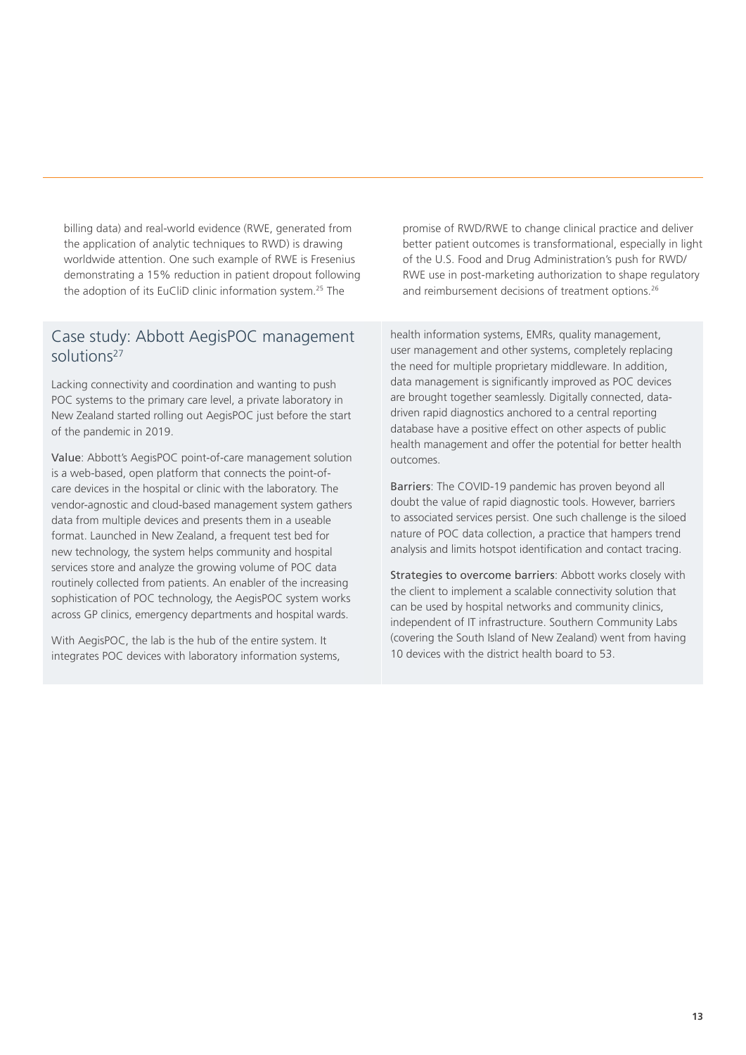billing data) and real-world evidence (RWE, generated from the application of analytic techniques to RWD) is drawing worldwide attention. One such example of RWE is Fresenius demonstrating a 15% reduction in patient dropout following the adoption of its EuCliD clinic information system.[25] The promise of RWD/RWE to change clinical practice and deliver better patient outcomes is transformational, especially in light of the U.S. Food and Drug Administration's push for RWD/RWE use in post-marketing authorization to shape regulatory and reimbursement decisions of treatment options.[26]

## Case study: Abbott AegisPOC management solutions[27]

Lacking connectivity and coordination and wanting to push POC systems to the primary care level, a private laboratory in New Zealand started rolling out AegisPOC just before the start of the pandemic in 2019.

Value: Abbott's AegisPOC point-of-care management solution is a web-based, open platform that connects the point-of-care devices in the hospital or clinic with the laboratory. The vendor-agnostic and cloud-based management system gathers data from multiple devices and presents them in a useable format. Launched in New Zealand, a frequent test bed for new technology, the system helps community and hospital services store and analyze the growing volume of POC data routinely collected from patients. An enabler of the increasing sophistication of POC technology, the AegisPOC system works across GP clinics, emergency departments and hospital wards.

With AegisPOC, the lab is the hub of the entire system. It integrates POC devices with laboratory information systems, health information systems, EMRs, quality management, user management and other systems, completely replacing the need for multiple proprietary middleware. In addition, data management is significantly improved as POC devices are brought together seamlessly. Digitally connected, data-driven rapid diagnostics anchored to a central reporting database have a positive effect on other aspects of public health management and offer the potential for better health outcomes.

Barriers: The COVID-19 pandemic has proven beyond all doubt the value of rapid diagnostic tools. However, barriers to associated services persist. One such challenge is the siloed nature of POC data collection, a practice that hampers trend analysis and limits hotspot identification and contact tracing.

Strategies to overcome barriers: Abbott works closely with the client to implement a scalable connectivity solution that can be used by hospital networks and community clinics, independent of IT infrastructure. Southern Community Labs (covering the South Island of New Zealand) went from having 10 devices with the district health board to 53.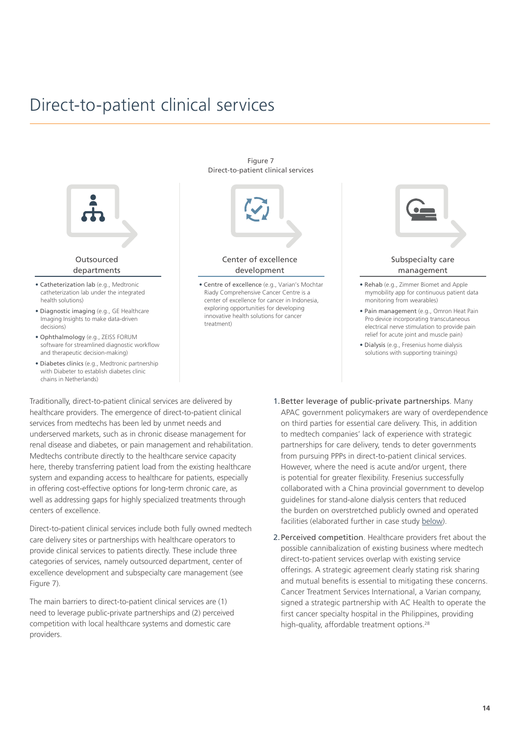# Direct-to-patient clinical services

Figure 7
Direct-to-patient clinical services

### Outsourced departments

- **Catheterization lab** (e.g., Medtronic catheterization lab under the integrated health solutions)
- **Diagnostic imaging** (e.g., GE Healthcare Imaging Insights to make data-driven decisions)
- **Ophthalmology** (e.g., ZEISS FORUM software for streamlined diagnostic workflow and therapeutic decision-making)
- **Diabetes clinics** (e.g., Medtronic partnership with Diabeter to establish diabetes clinic chains in Netherlands)

### Center of excellence development

- **Centre of excellence** (e.g., Varian's Mochtar Riady Comprehensive Cancer Centre is a center of excellence for cancer in Indonesia, exploring opportunities for developing innovative health solutions for cancer treatment)

### Subspecialty care management

- **Rehab** (e.g., Zimmer Biomet and Apple mymobility app for continuous patient data monitoring from wearables)
- **Pain management** (e.g., Omron Heat Pain Pro device incorporating transcutaneous electrical nerve stimulation to provide pain relief for acute joint and muscle pain)
- **Dialysis** (e.g., Fresenius home dialysis solutions with supporting trainings)

Traditionally, direct-to-patient clinical services are delivered by healthcare providers. The emergence of direct-to-patient clinical services from medtechs has been led by unmet needs and underserved markets, such as in chronic disease management for renal disease and diabetes, or pain management and rehabilitation. Medtechs contribute directly to the healthcare service capacity here, thereby transferring patient load from the existing healthcare system and expanding access to healthcare for patients, especially in offering cost-effective options for long-term chronic care, as well as addressing gaps for highly specialized treatments through centers of excellence.

Direct-to-patient clinical services include both fully owned medtech care delivery sites or partnerships with healthcare operators to provide clinical services to patients directly. These include three categories of services, namely outsourced department, center of excellence development and subspecialty care management (see Figure 7).

The main barriers to direct-to-patient clinical services are (1) need to leverage public-private partnerships and (2) perceived competition with local healthcare systems and domestic care providers.

1. Better leverage of public-private partnerships. Many APAC government policymakers are wary of overdependence on third parties for essential care delivery. This, in addition to medtech companies' lack of experience with strategic partnerships for care delivery, tends to deter governments from pursuing PPPs in direct-to-patient clinical services. However, where the need is acute and/or urgent, there is potential for greater flexibility. Fresenius successfully collaborated with a China provincial government to develop guidelines for stand-alone dialysis centers that reduced the burden on overstretched publicly owned and operated facilities (elaborated further in case study below).
2. Perceived competition. Healthcare providers fret about the possible cannibalization of existing business where medtech direct-to-patient services overlap with existing service offerings. A strategic agreement clearly stating risk sharing and mutual benefits is essential to mitigating these concerns. Cancer Treatment Services International, a Varian company, signed a strategic partnership with AC Health to operate the first cancer specialty hospital in the Philippines, providing high-quality, affordable treatment options.[28]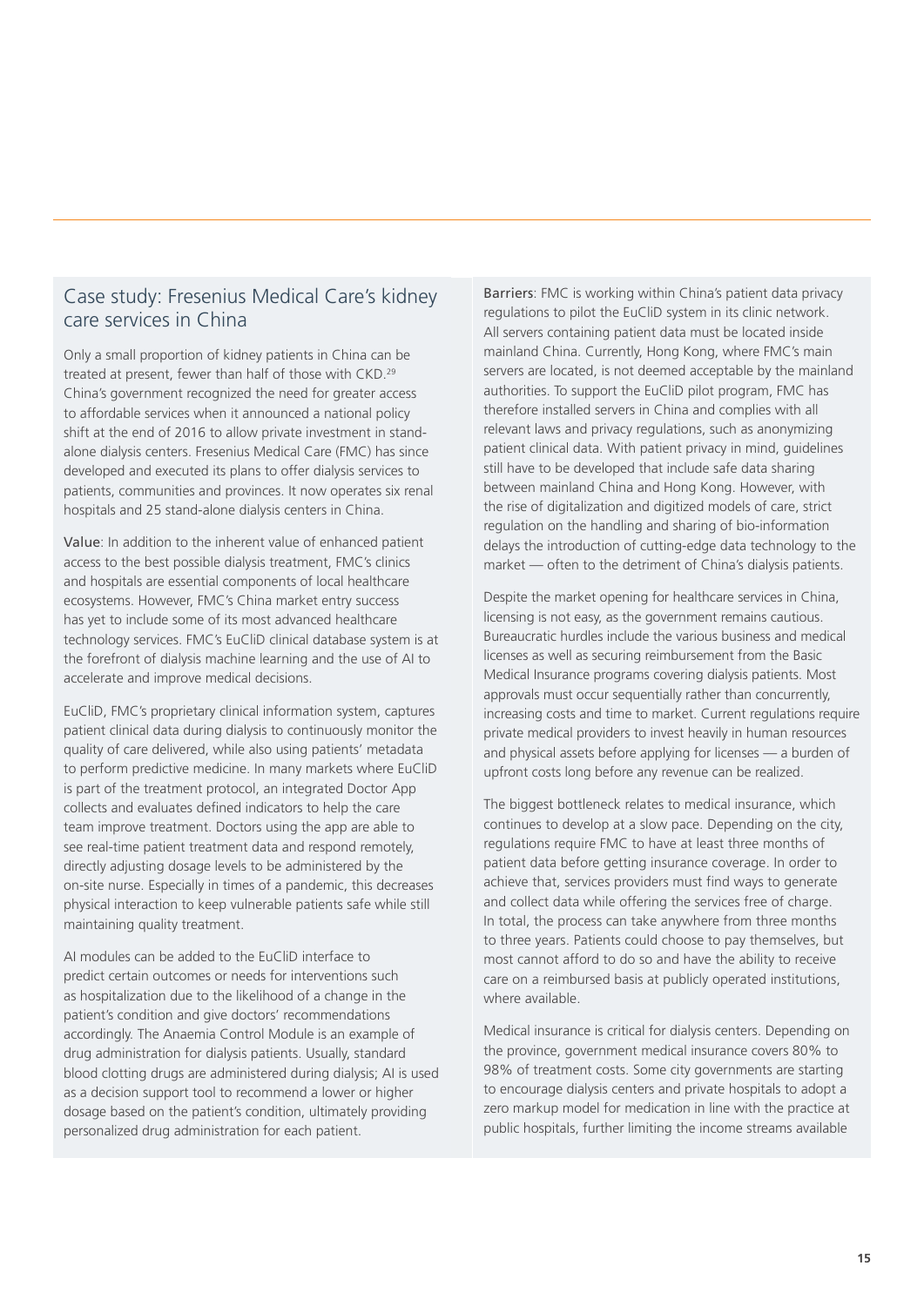## Case study: Fresenius Medical Care's kidney care services in China

Only a small proportion of kidney patients in China can be treated at present, fewer than half of those with CKD.[29] China's government recognized the need for greater access to affordable services when it announced a national policy shift at the end of 2016 to allow private investment in stand-alone dialysis centers. Fresenius Medical Care (FMC) has since developed and executed its plans to offer dialysis services to patients, communities and provinces. It now operates six renal hospitals and 25 stand-alone dialysis centers in China.

**Value**: In addition to the inherent value of enhanced patient access to the best possible dialysis treatment, FMC's clinics and hospitals are essential components of local healthcare ecosystems. However, FMC's China market entry success has yet to include some of its most advanced healthcare technology services. FMC's EuCliD clinical database system is at the forefront of dialysis machine learning and the use of AI to accelerate and improve medical decisions.

EuCliD, FMC's proprietary clinical information system, captures patient clinical data during dialysis to continuously monitor the quality of care delivered, while also using patients' metadata to perform predictive medicine. In many markets where EuCliD is part of the treatment protocol, an integrated Doctor App collects and evaluates defined indicators to help the care team improve treatment. Doctors using the app are able to see real-time patient treatment data and respond remotely, directly adjusting dosage levels to be administered by the on-site nurse. Especially in times of a pandemic, this decreases physical interaction to keep vulnerable patients safe while still maintaining quality treatment.

AI modules can be added to the EuCliD interface to predict certain outcomes or needs for interventions such as hospitalization due to the likelihood of a change in the patient's condition and give doctors' recommendations accordingly. The Anaemia Control Module is an example of drug administration for dialysis patients. Usually, standard blood clotting drugs are administered during dialysis; AI is used as a decision support tool to recommend a lower or higher dosage based on the patient's condition, ultimately providing personalized drug administration for each patient.

**Barriers**: FMC is working within China's patient data privacy regulations to pilot the EuCliD system in its clinic network. All servers containing patient data must be located inside mainland China. Currently, Hong Kong, where FMC's main servers are located, is not deemed acceptable by the mainland authorities. To support the EuCliD pilot program, FMC has therefore installed servers in China and complies with all relevant laws and privacy regulations, such as anonymizing patient clinical data. With patient privacy in mind, guidelines still have to be developed that include safe data sharing between mainland China and Hong Kong. However, with the rise of digitalization and digitized models of care, strict regulation on the handling and sharing of bio-information delays the introduction of cutting-edge data technology to the market — often to the detriment of China's dialysis patients.

Despite the market opening for healthcare services in China, licensing is not easy, as the government remains cautious. Bureaucratic hurdles include the various business and medical licenses as well as securing reimbursement from the Basic Medical Insurance programs covering dialysis patients. Most approvals must occur sequentially rather than concurrently, increasing costs and time to market. Current regulations require private medical providers to invest heavily in human resources and physical assets before applying for licenses — a burden of upfront costs long before any revenue can be realized.

The biggest bottleneck relates to medical insurance, which continues to develop at a slow pace. Depending on the city, regulations require FMC to have at least three months of patient data before getting insurance coverage. In order to achieve that, services providers must find ways to generate and collect data while offering the services free of charge. In total, the process can take anywhere from three months to three years. Patients could choose to pay themselves, but most cannot afford to do so and have the ability to receive care on a reimbursed basis at publicly operated institutions, where available.

Medical insurance is critical for dialysis centers. Depending on the province, government medical insurance covers 80% to 98% of treatment costs. Some city governments are starting to encourage dialysis centers and private hospitals to adopt a zero markup model for medication in line with the practice at public hospitals, further limiting the income streams available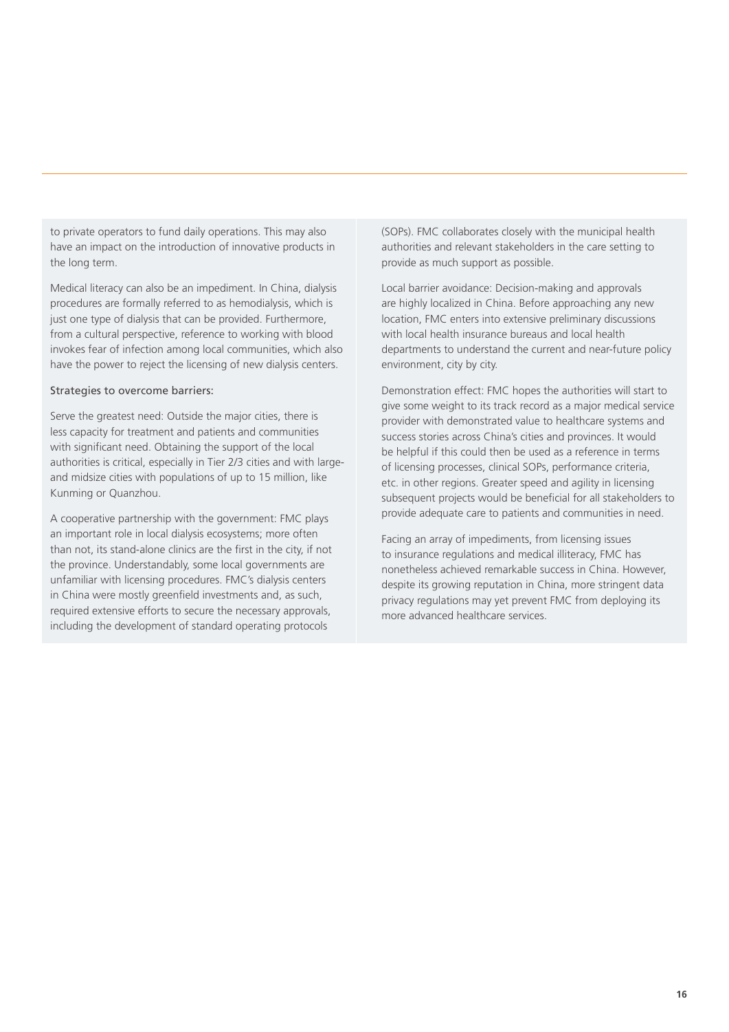to private operators to fund daily operations. This may also have an impact on the introduction of innovative products in the long term.

Medical literacy can also be an impediment. In China, dialysis procedures are formally referred to as hemodialysis, which is just one type of dialysis that can be provided. Furthermore, from a cultural perspective, reference to working with blood invokes fear of infection among local communities, which also have the power to reject the licensing of new dialysis centers.

Strategies to overcome barriers:

Serve the greatest need: Outside the major cities, there is less capacity for treatment and patients and communities with significant need. Obtaining the support of the local authorities is critical, especially in Tier 2/3 cities and with large- and midsize cities with populations of up to 15 million, like Kunming or Quanzhou.

A cooperative partnership with the government: FMC plays an important role in local dialysis ecosystems; more often than not, its stand-alone clinics are the first in the city, if not the province. Understandably, some local governments are unfamiliar with licensing procedures. FMC's dialysis centers in China were mostly greenfield investments and, as such, required extensive efforts to secure the necessary approvals, including the development of standard operating protocols (SOPs). FMC collaborates closely with the municipal health authorities and relevant stakeholders in the care setting to provide as much support as possible.

Local barrier avoidance: Decision-making and approvals are highly localized in China. Before approaching any new location, FMC enters into extensive preliminary discussions with local health insurance bureaus and local health departments to understand the current and near-future policy environment, city by city.

Demonstration effect: FMC hopes the authorities will start to give some weight to its track record as a major medical service provider with demonstrated value to healthcare systems and success stories across China's cities and provinces. It would be helpful if this could then be used as a reference in terms of licensing processes, clinical SOPs, performance criteria, etc. in other regions. Greater speed and agility in licensing subsequent projects would be beneficial for all stakeholders to provide adequate care to patients and communities in need.

Facing an array of impediments, from licensing issues to insurance regulations and medical illiteracy, FMC has nonetheless achieved remarkable success in China. However, despite its growing reputation in China, more stringent data privacy regulations may yet prevent FMC from deploying its more advanced healthcare services.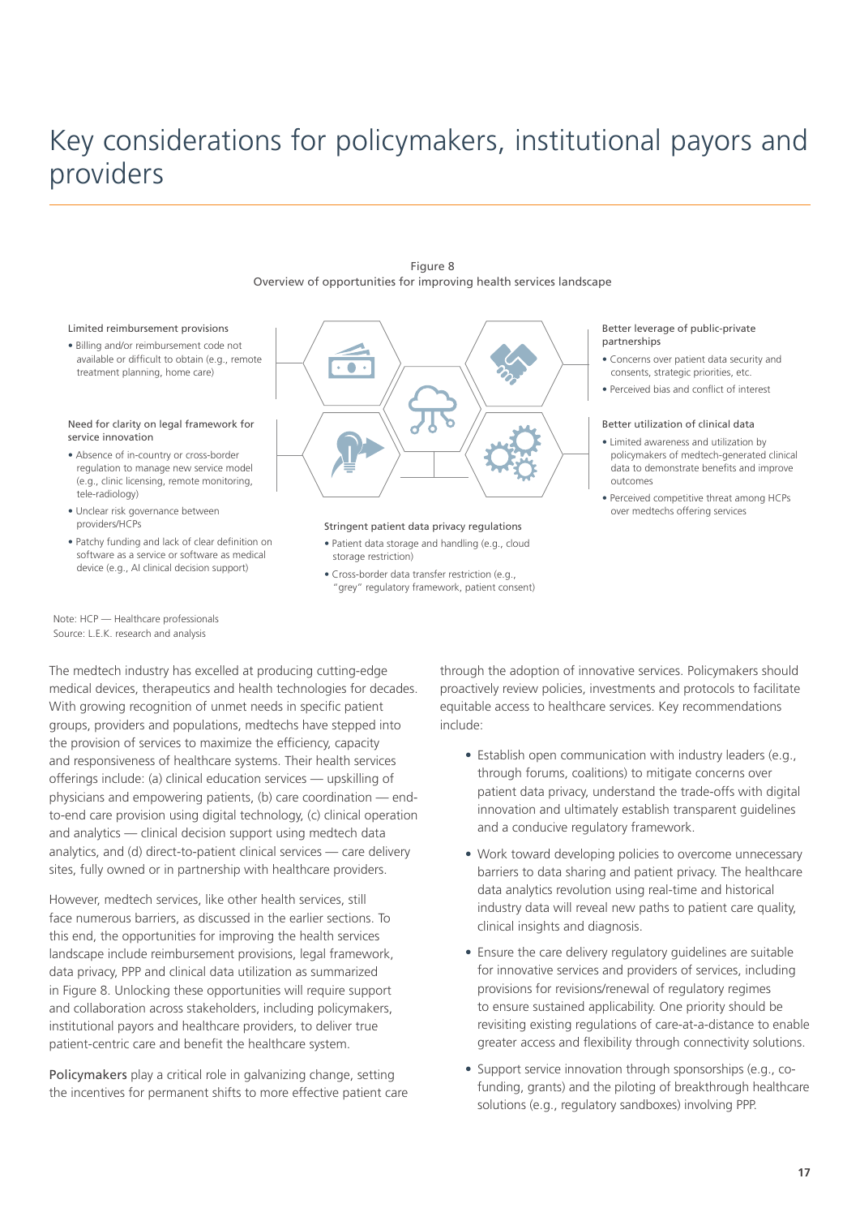# Key considerations for policymakers, institutional payors and providers

Figure 8
Overview of opportunities for improving health services landscape

**Limited reimbursement provisions**

- Billing and/or reimbursement code not available or difficult to obtain (e.g., remote treatment planning, home care)

**Need for clarity on legal framework for service innovation**

- Absence of in-country or cross-border regulation to manage new service model (e.g., clinic licensing, remote monitoring, tele-radiology)
- Unclear risk governance between providers/HCPs
- Patchy funding and lack of clear definition on software as a service or software as medical device (e.g., AI clinical decision support)

**Stringent patient data privacy regulations**

- Patient data storage and handling (e.g., cloud storage restriction)
- Cross-border data transfer restriction (e.g., "grey" regulatory framework, patient consent)

**Better leverage of public-private partnerships**

- Concerns over patient data security and consents, strategic priorities, etc.
- Perceived bias and conflict of interest

**Better utilization of clinical data**

- Limited awareness and utilization by policymakers of medtech-generated clinical data to demonstrate benefits and improve outcomes
- Perceived competitive threat among HCPs over medtechs offering services

Note: HCP — Healthcare professionals
Source: L.E.K. research and analysis

The medtech industry has excelled at producing cutting-edge medical devices, therapeutics and health technologies for decades. With growing recognition of unmet needs in specific patient groups, providers and populations, medtechs have stepped into the provision of services to maximize the efficiency, capacity and responsiveness of healthcare systems. Their health services offerings include: (a) clinical education services — upskilling of physicians and empowering patients, (b) care coordination — end-to-end care provision using digital technology, (c) clinical operation and analytics — clinical decision support using medtech data analytics, and (d) direct-to-patient clinical services — care delivery sites, fully owned or in partnership with healthcare providers.

However, medtech services, like other health services, still face numerous barriers, as discussed in the earlier sections. To this end, the opportunities for improving the health services landscape include reimbursement provisions, legal framework, data privacy, PPP and clinical data utilization as summarized in Figure 8. Unlocking these opportunities will require support and collaboration across stakeholders, including policymakers, institutional payors and healthcare providers, to deliver true patient-centric care and benefit the healthcare system.

Policymakers play a critical role in galvanizing change, setting the incentives for permanent shifts to more effective patient care through the adoption of innovative services. Policymakers should proactively review policies, investments and protocols to facilitate equitable access to healthcare services. Key recommendations include:

- Establish open communication with industry leaders (e.g., through forums, coalitions) to mitigate concerns over patient data privacy, understand the trade-offs with digital innovation and ultimately establish transparent guidelines and a conducive regulatory framework.
- Work toward developing policies to overcome unnecessary barriers to data sharing and patient privacy. The healthcare data analytics revolution using real-time and historical industry data will reveal new paths to patient care quality, clinical insights and diagnosis.
- Ensure the care delivery regulatory guidelines are suitable for innovative services and providers of services, including provisions for revisions/renewal of regulatory regimes to ensure sustained applicability. One priority should be revisiting existing regulations of care-at-a-distance to enable greater access and flexibility through connectivity solutions.
- Support service innovation through sponsorships (e.g., co-funding, grants) and the piloting of breakthrough healthcare solutions (e.g., regulatory sandboxes) involving PPP.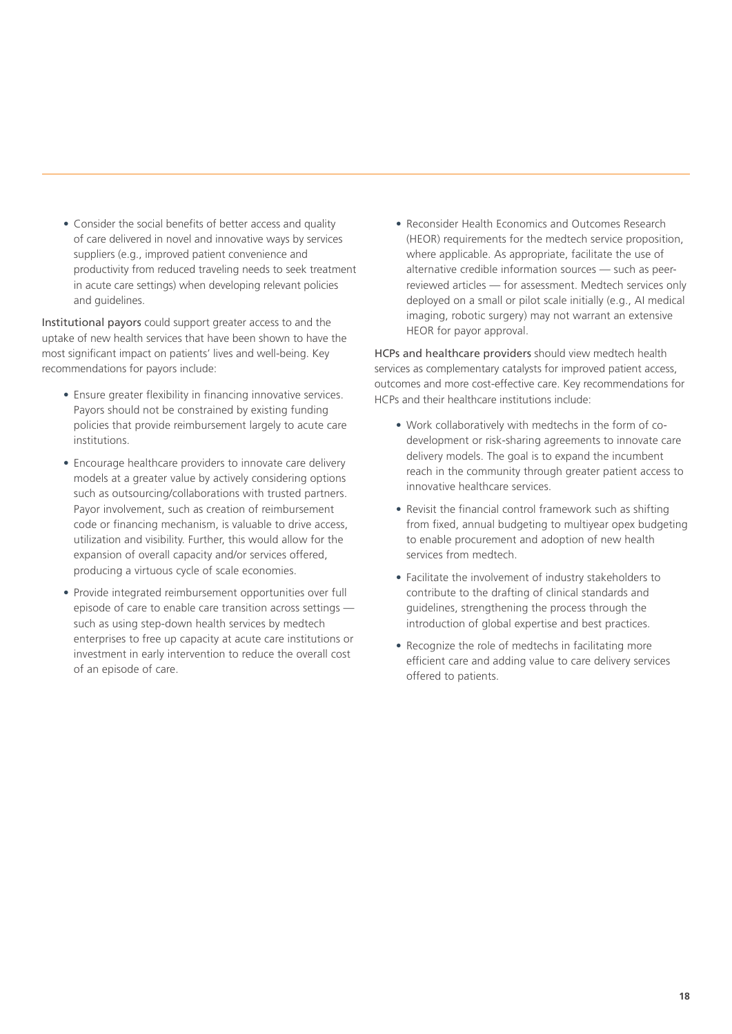- Consider the social benefits of better access and quality of care delivered in novel and innovative ways by services suppliers (e.g., improved patient convenience and productivity from reduced traveling needs to seek treatment in acute care settings) when developing relevant policies and guidelines.

Institutional payors could support greater access to and the uptake of new health services that have been shown to have the most significant impact on patients' lives and well-being. Key recommendations for payors include:

- Ensure greater flexibility in financing innovative services. Payors should not be constrained by existing funding policies that provide reimbursement largely to acute care institutions.
- Encourage healthcare providers to innovate care delivery models at a greater value by actively considering options such as outsourcing/collaborations with trusted partners. Payor involvement, such as creation of reimbursement code or financing mechanism, is valuable to drive access, utilization and visibility. Further, this would allow for the expansion of overall capacity and/or services offered, producing a virtuous cycle of scale economies.
- Provide integrated reimbursement opportunities over full episode of care to enable care transition across settings — such as using step-down health services by medtech enterprises to free up capacity at acute care institutions or investment in early intervention to reduce the overall cost of an episode of care.
- Reconsider Health Economics and Outcomes Research (HEOR) requirements for the medtech service proposition, where applicable. As appropriate, facilitate the use of alternative credible information sources — such as peer-reviewed articles — for assessment. Medtech services only deployed on a small or pilot scale initially (e.g., AI medical imaging, robotic surgery) may not warrant an extensive HEOR for payor approval.

HCPs and healthcare providers should view medtech health services as complementary catalysts for improved patient access, outcomes and more cost-effective care. Key recommendations for HCPs and their healthcare institutions include:

- Work collaboratively with medtechs in the form of co-development or risk-sharing agreements to innovate care delivery models. The goal is to expand the incumbent reach in the community through greater patient access to innovative healthcare services.
- Revisit the financial control framework such as shifting from fixed, annual budgeting to multiyear opex budgeting to enable procurement and adoption of new health services from medtech.
- Facilitate the involvement of industry stakeholders to contribute to the drafting of clinical standards and guidelines, strengthening the process through the introduction of global expertise and best practices.
- Recognize the role of medtechs in facilitating more efficient care and adding value to care delivery services offered to patients.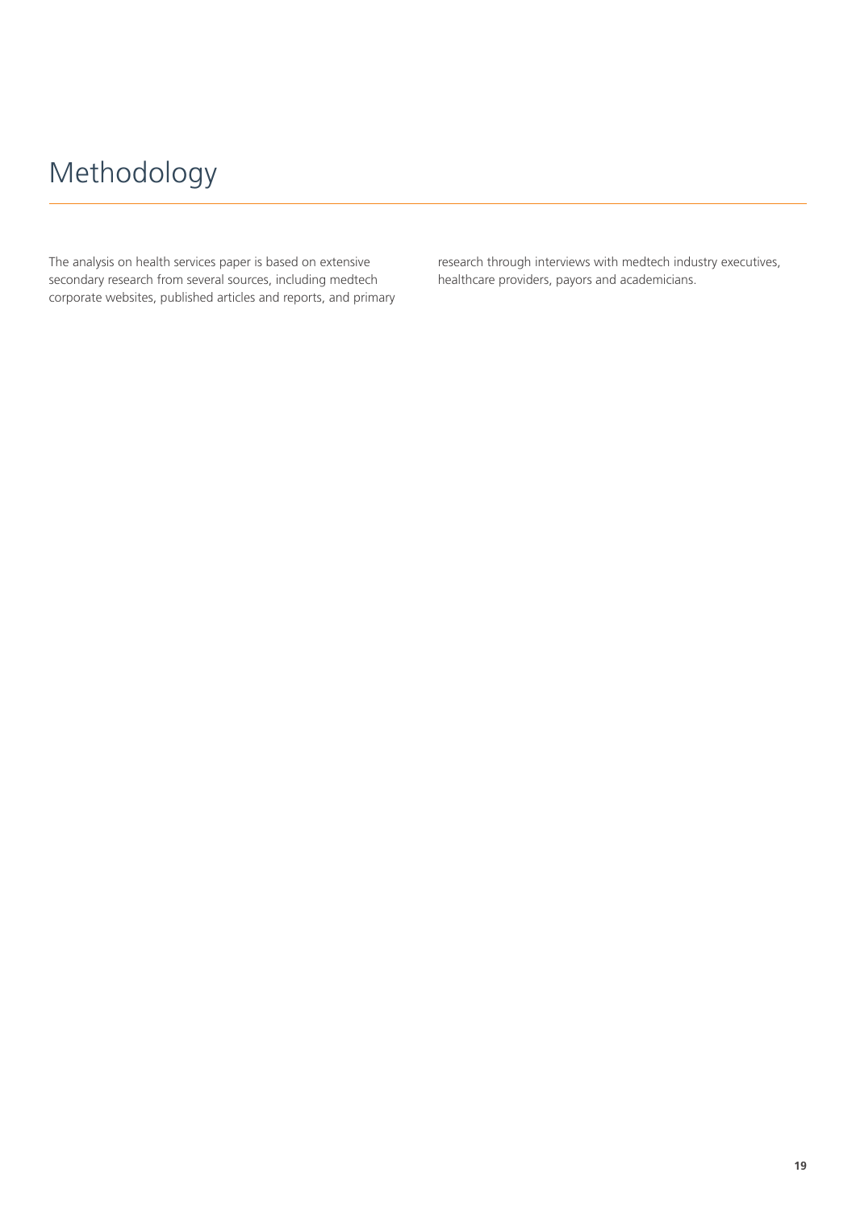# Methodology

The analysis on health services paper is based on extensive secondary research from several sources, including medtech corporate websites, published articles and reports, and primary research through interviews with medtech industry executives, healthcare providers, payors and academicians.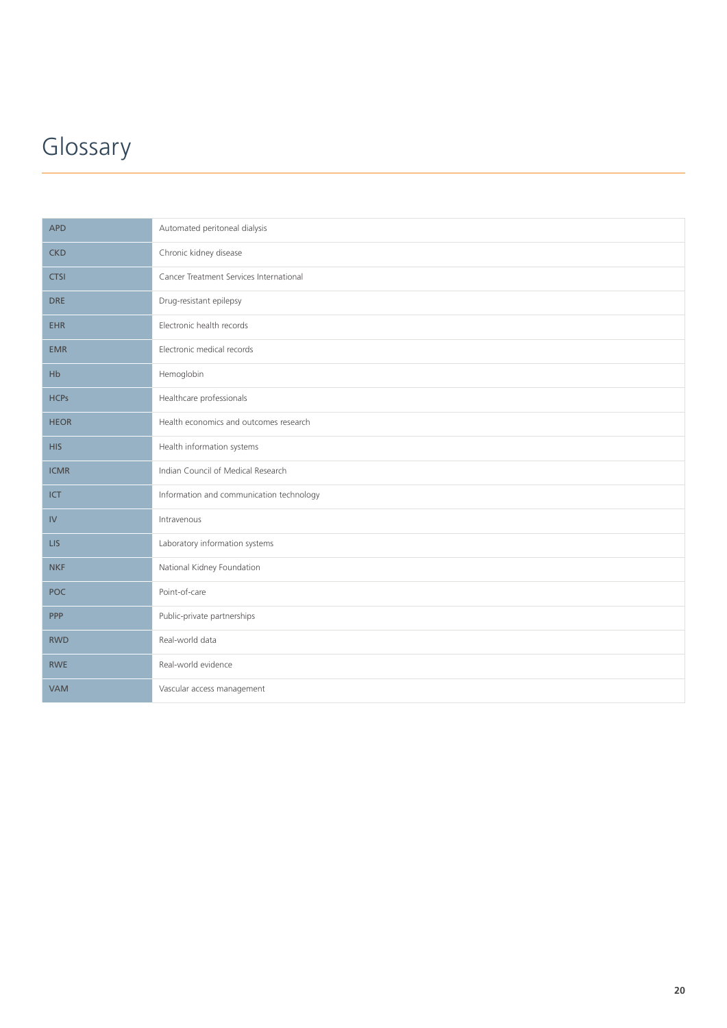# Glossary

| | |
|---|---|
| APD | Automated peritoneal dialysis |
| CKD | Chronic kidney disease |
| CTSI | Cancer Treatment Services International |
| DRE | Drug-resistant epilepsy |
| EHR | Electronic health records |
| EMR | Electronic medical records |
| Hb | Hemoglobin |
| HCPs | Healthcare professionals |
| HEOR | Health economics and outcomes research |
| HIS | Health information systems |
| ICMR | Indian Council of Medical Research |
| ICT | Information and communication technology |
| IV | Intravenous |
| LIS | Laboratory information systems |
| NKF | National Kidney Foundation |
| POC | Point-of-care |
| PPP | Public-private partnerships |
| RWD | Real-world data |
| RWE | Real-world evidence |
| VAM | Vascular access management |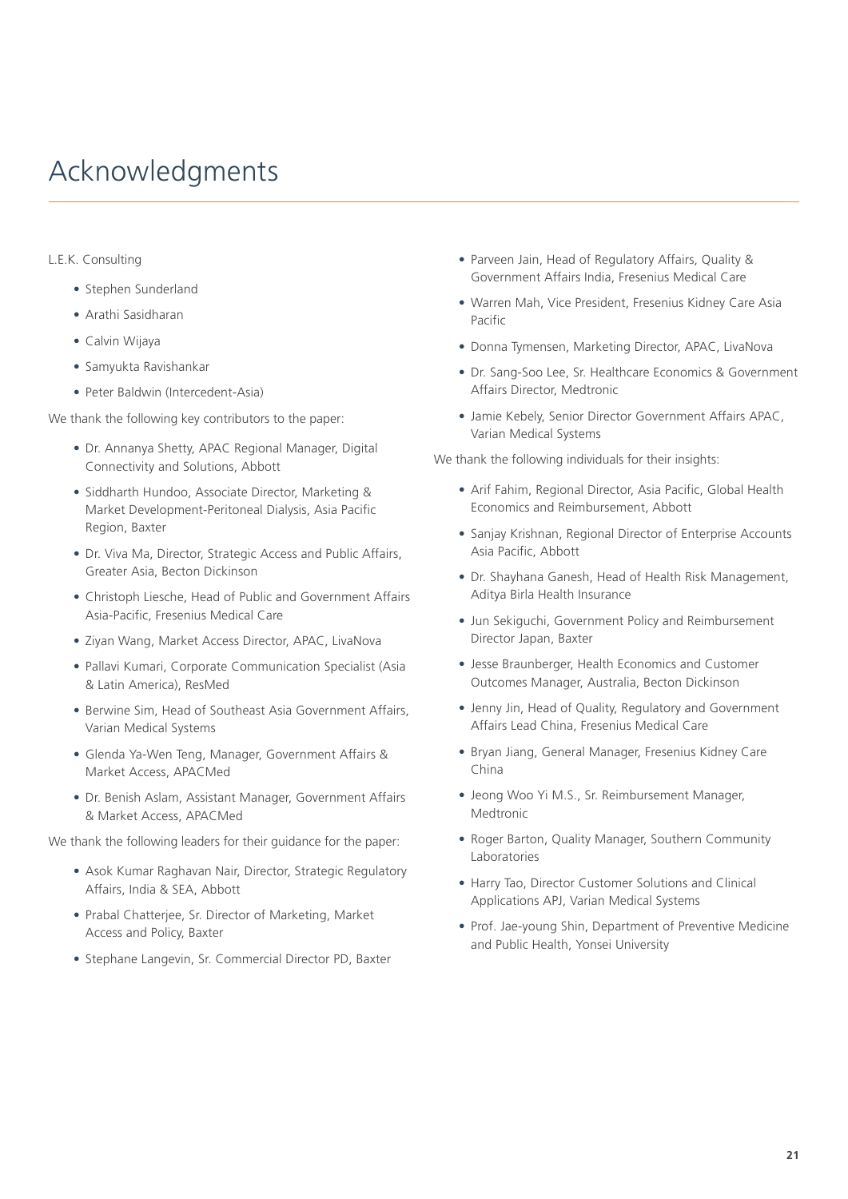# Acknowledgments

L.E.K. Consulting

- Stephen Sunderland
- Arathi Sasidharan
- Calvin Wijaya
- Samyukta Ravishankar
- Peter Baldwin (Intercedent-Asia)

We thank the following key contributors to the paper:

- Dr. Annanya Shetty, APAC Regional Manager, Digital Connectivity and Solutions, Abbott
- Siddharth Hundoo, Associate Director, Marketing & Market Development-Peritoneal Dialysis, Asia Pacific Region, Baxter
- Dr. Viva Ma, Director, Strategic Access and Public Affairs, Greater Asia, Becton Dickinson
- Christoph Liesche, Head of Public and Government Affairs Asia-Pacific, Fresenius Medical Care
- Ziyan Wang, Market Access Director, APAC, LivaNova
- Pallavi Kumari, Corporate Communication Specialist (Asia & Latin America), ResMed
- Berwine Sim, Head of Southeast Asia Government Affairs, Varian Medical Systems
- Glenda Ya-Wen Teng, Manager, Government Affairs & Market Access, APACMed
- Dr. Benish Aslam, Assistant Manager, Government Affairs & Market Access, APACMed

We thank the following leaders for their guidance for the paper:

- Asok Kumar Raghavan Nair, Director, Strategic Regulatory Affairs, India & SEA, Abbott
- Prabal Chatterjee, Sr. Director of Marketing, Market Access and Policy, Baxter
- Stephane Langevin, Sr. Commercial Director PD, Baxter
- Parveen Jain, Head of Regulatory Affairs, Quality & Government Affairs India, Fresenius Medical Care
- Warren Mah, Vice President, Fresenius Kidney Care Asia Pacific
- Donna Tymensen, Marketing Director, APAC, LivaNova
- Dr. Sang-Soo Lee, Sr. Healthcare Economics & Government Affairs Director, Medtronic
- Jamie Kebely, Senior Director Government Affairs APAC, Varian Medical Systems

We thank the following individuals for their insights:

- Arif Fahim, Regional Director, Asia Pacific, Global Health Economics and Reimbursement, Abbott
- Sanjay Krishnan, Regional Director of Enterprise Accounts Asia Pacific, Abbott
- Dr. Shayhana Ganesh, Head of Health Risk Management, Aditya Birla Health Insurance
- Jun Sekiguchi, Government Policy and Reimbursement Director Japan, Baxter
- Jesse Braunberger, Health Economics and Customer Outcomes Manager, Australia, Becton Dickinson
- Jenny Jin, Head of Quality, Regulatory and Government Affairs Lead China, Fresenius Medical Care
- Bryan Jiang, General Manager, Fresenius Kidney Care China
- Jeong Woo Yi M.S., Sr. Reimbursement Manager, Medtronic
- Roger Barton, Quality Manager, Southern Community Laboratories
- Harry Tao, Director Customer Solutions and Clinical Applications APJ, Varian Medical Systems
- Prof. Jae-young Shin, Department of Preventive Medicine and Public Health, Yonsei University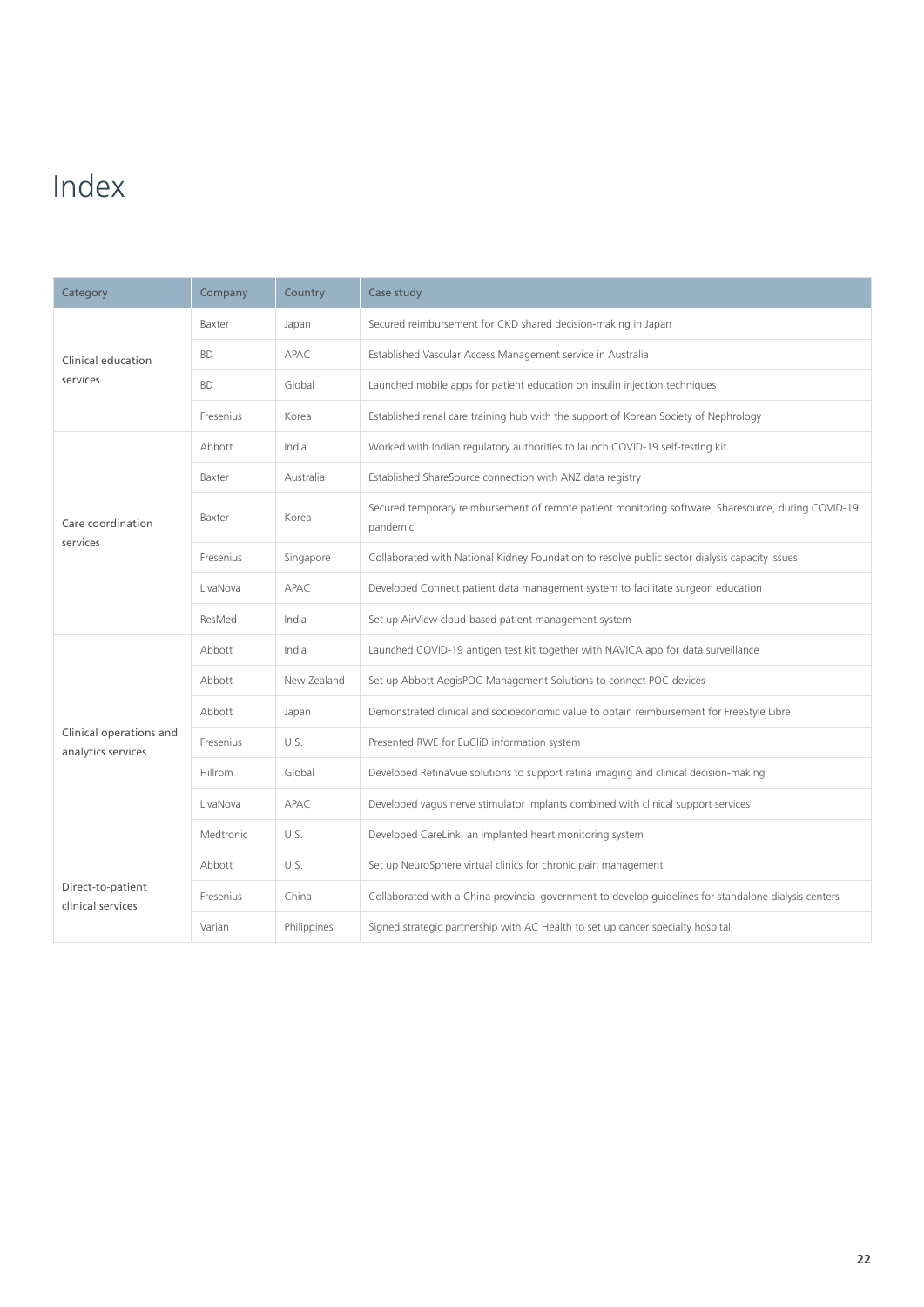# Index

| Category | Company | Country | Case study |
|---|---|---|---|
| Clinical education services | Baxter | Japan | Secured reimbursement for CKD shared decision-making in Japan |
| | BD | APAC | Established Vascular Access Management service in Australia |
| | BD | Global | Launched mobile apps for patient education on insulin injection techniques |
| | Fresenius | Korea | Established renal care training hub with the support of Korean Society of Nephrology |
| Care coordination services | Abbott | India | Worked with Indian regulatory authorities to launch COVID-19 self-testing kit |
| | Baxter | Australia | Established ShareSource connection with ANZ data registry |
| | Baxter | Korea | Secured temporary reimbursement of remote patient monitoring software, Sharesource, during COVID-19 pandemic |
| | Fresenius | Singapore | Collaborated with National Kidney Foundation to resolve public sector dialysis capacity issues |
| | LivaNova | APAC | Developed Connect patient data management system to facilitate surgeon education |
| | ResMed | India | Set up AirView cloud-based patient management system |
| Clinical operations and analytics services | Abbott | India | Launched COVID-19 antigen test kit together with NAVICA app for data surveillance |
| | Abbott | New Zealand | Set up Abbott AegisPOC Management Solutions to connect POC devices |
| | Abbott | Japan | Demonstrated clinical and socioeconomic value to obtain reimbursement for FreeStyle Libre |
| | Fresenius | U.S. | Presented RWE for EuCliD information system |
| | Hillrom | Global | Developed RetinaVue solutions to support retina imaging and clinical decision-making |
| | LivaNova | APAC | Developed vagus nerve stimulator implants combined with clinical support services |
| | Medtronic | U.S. | Developed CareLink, an implanted heart monitoring system |
| Direct-to-patient clinical services | Abbott | U.S. | Set up NeuroSphere virtual clinics for chronic pain management |
| | Fresenius | China | Collaborated with a China provincial government to develop guidelines for standalone dialysis centers |
| | Varian | Philippines | Signed strategic partnership with AC Health to set up cancer specialty hospital |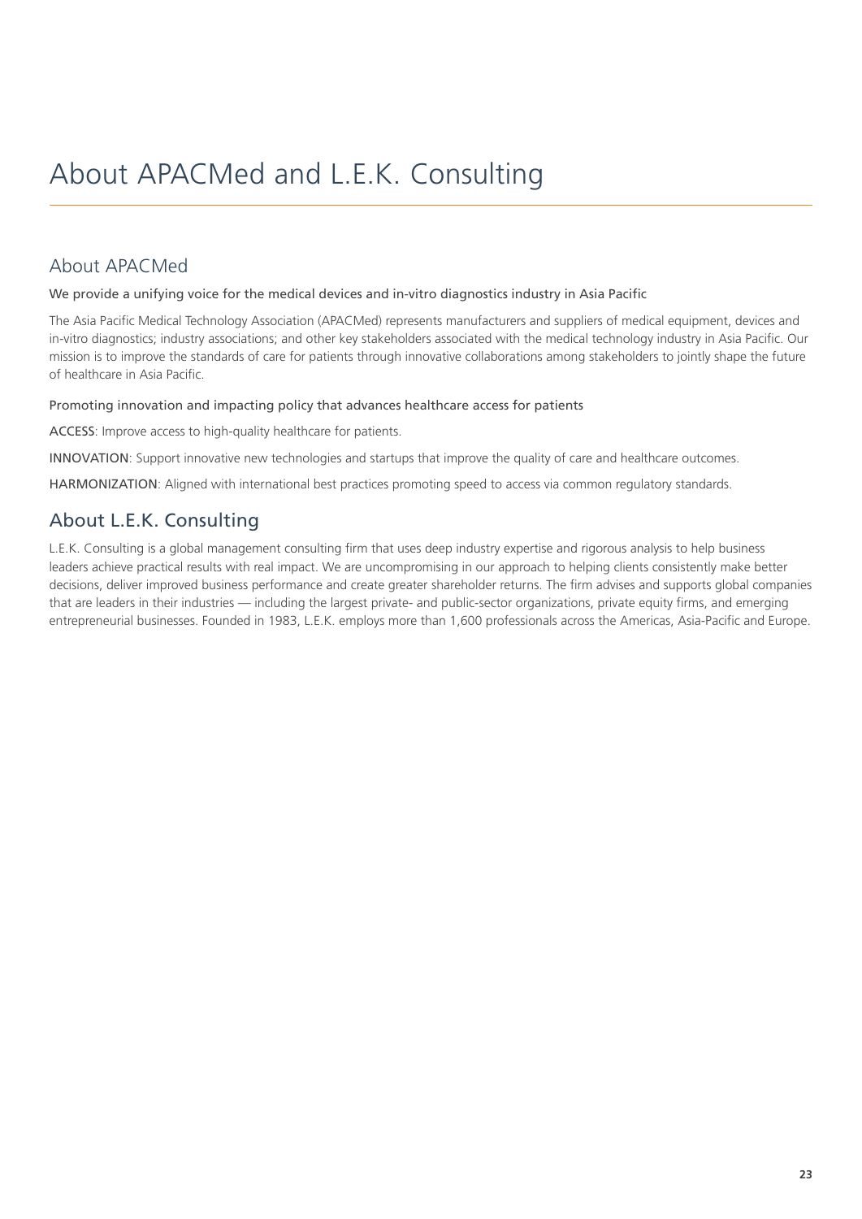# About APACMed and L.E.K. Consulting

## About APACMed

We provide a unifying voice for the medical devices and in-vitro diagnostics industry in Asia Pacific

The Asia Pacific Medical Technology Association (APACMed) represents manufacturers and suppliers of medical equipment, devices and in-vitro diagnostics; industry associations; and other key stakeholders associated with the medical technology industry in Asia Pacific. Our mission is to improve the standards of care for patients through innovative collaborations among stakeholders to jointly shape the future of healthcare in Asia Pacific.

Promoting innovation and impacting policy that advances healthcare access for patients

ACCESS: Improve access to high-quality healthcare for patients.

INNOVATION: Support innovative new technologies and startups that improve the quality of care and healthcare outcomes.

HARMONIZATION: Aligned with international best practices promoting speed to access via common regulatory standards.

## About L.E.K. Consulting

L.E.K. Consulting is a global management consulting firm that uses deep industry expertise and rigorous analysis to help business leaders achieve practical results with real impact. We are uncompromising in our approach to helping clients consistently make better decisions, deliver improved business performance and create greater shareholder returns. The firm advises and supports global companies that are leaders in their industries — including the largest private- and public-sector organizations, private equity firms, and emerging entrepreneurial businesses. Founded in 1983, L.E.K. employs more than 1,600 professionals across the Americas, Asia-Pacific and Europe.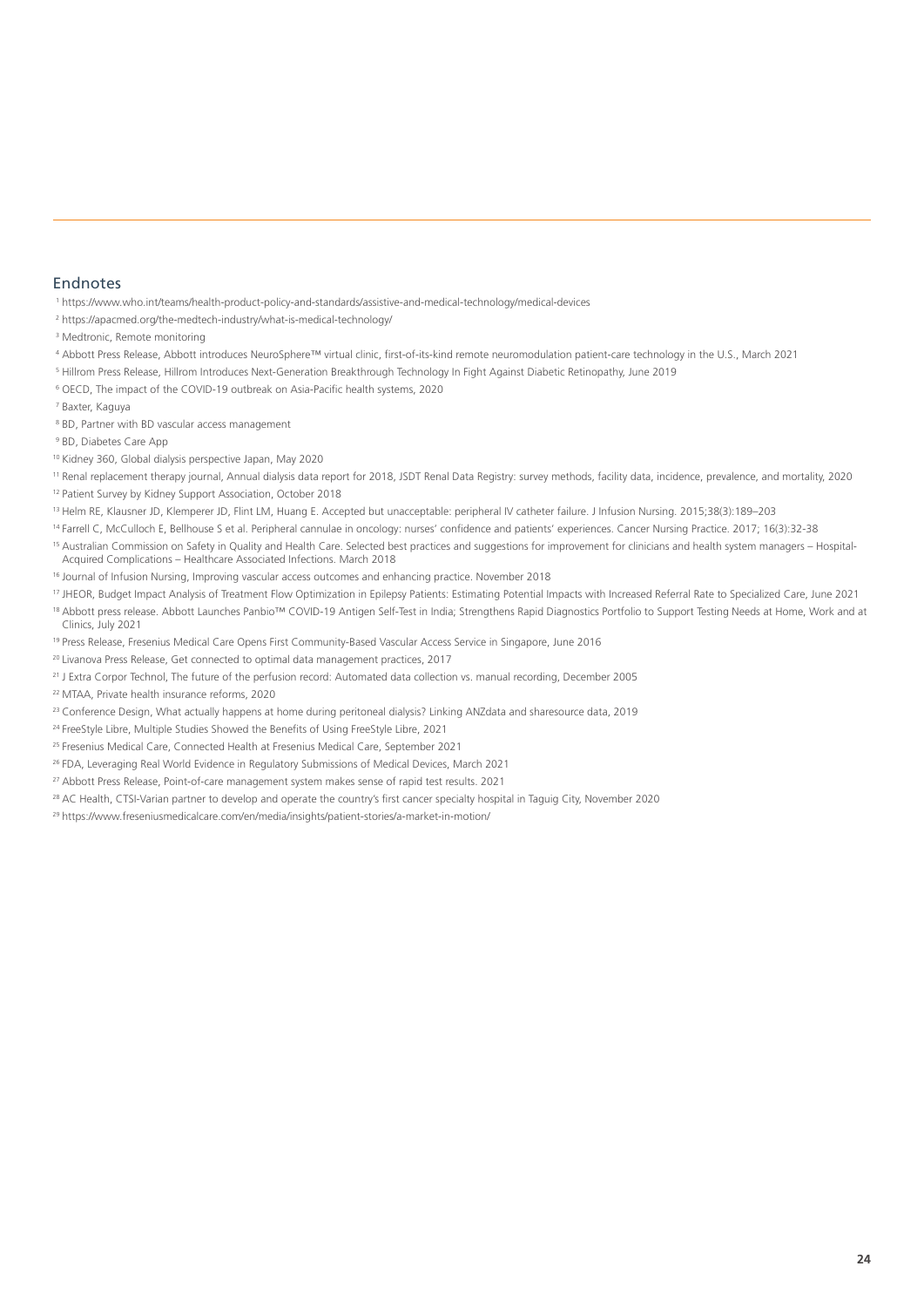## Endnotes

[1] https://www.who.int/teams/health-product-policy-and-standards/assistive-and-medical-technology/medical-devices

[2] https://apacmed.org/the-medtech-industry/what-is-medical-technology/

[3] Medtronic, Remote monitoring

[4] Abbott Press Release, Abbott introduces NeuroSphere™ virtual clinic, first-of-its-kind remote neuromodulation patient-care technology in the U.S., March 2021

[5] Hillrom Press Release, Hillrom Introduces Next-Generation Breakthrough Technology In Fight Against Diabetic Retinopathy, June 2019

[6] OECD, The impact of the COVID-19 outbreak on Asia-Pacific health systems, 2020

[7] Baxter, Kaguya

[8] BD, Partner with BD vascular access management

[9] BD, Diabetes Care App

[10] Kidney 360, Global dialysis perspective Japan, May 2020

[11] Renal replacement therapy journal, Annual dialysis data report for 2018, JSDT Renal Data Registry: survey methods, facility data, incidence, prevalence, and mortality, 2020

[12] Patient Survey by Kidney Support Association, October 2018

[13] Helm RE, Klausner JD, Klemperer JD, Flint LM, Huang E. Accepted but unacceptable: peripheral IV catheter failure. J Infusion Nursing. 2015;38(3):189–203

[14] Farrell C, McCulloch E, Bellhouse S et al. Peripheral cannulae in oncology: nurses' confidence and patients' experiences. Cancer Nursing Practice. 2017; 16(3):32-38

[15] Australian Commission on Safety in Quality and Health Care. Selected best practices and suggestions for improvement for clinicians and health system managers – Hospital-Acquired Complications – Healthcare Associated Infections. March 2018

[16] Journal of Infusion Nursing, Improving vascular access outcomes and enhancing practice. November 2018

[17] JHEOR, Budget Impact Analysis of Treatment Flow Optimization in Epilepsy Patients: Estimating Potential Impacts with Increased Referral Rate to Specialized Care, June 2021

[18] Abbott press release. Abbott Launches Panbio™ COVID-19 Antigen Self-Test in India; Strengthens Rapid Diagnostics Portfolio to Support Testing Needs at Home, Work and at Clinics, July 2021

[19] Press Release, Fresenius Medical Care Opens First Community-Based Vascular Access Service in Singapore, June 2016

[20] Livanova Press Release, Get connected to optimal data management practices, 2017

[21] J Extra Corpor Technol, The future of the perfusion record: Automated data collection vs. manual recording, December 2005

[22] MTAA, Private health insurance reforms, 2020

[23] Conference Design, What actually happens at home during peritoneal dialysis? Linking ANZdata and sharesource data, 2019

[24] FreeStyle Libre, Multiple Studies Showed the Benefits of Using FreeStyle Libre, 2021

[25] Fresenius Medical Care, Connected Health at Fresenius Medical Care, September 2021

[26] FDA, Leveraging Real World Evidence in Regulatory Submissions of Medical Devices, March 2021

[27] Abbott Press Release, Point-of-care management system makes sense of rapid test results. 2021

[28] AC Health, CTSI-Varian partner to develop and operate the country's first cancer specialty hospital in Taguig City, November 2020

[29] https://www.freseniusmedicalcare.com/en/media/insights/patient-stories/a-market-in-motion/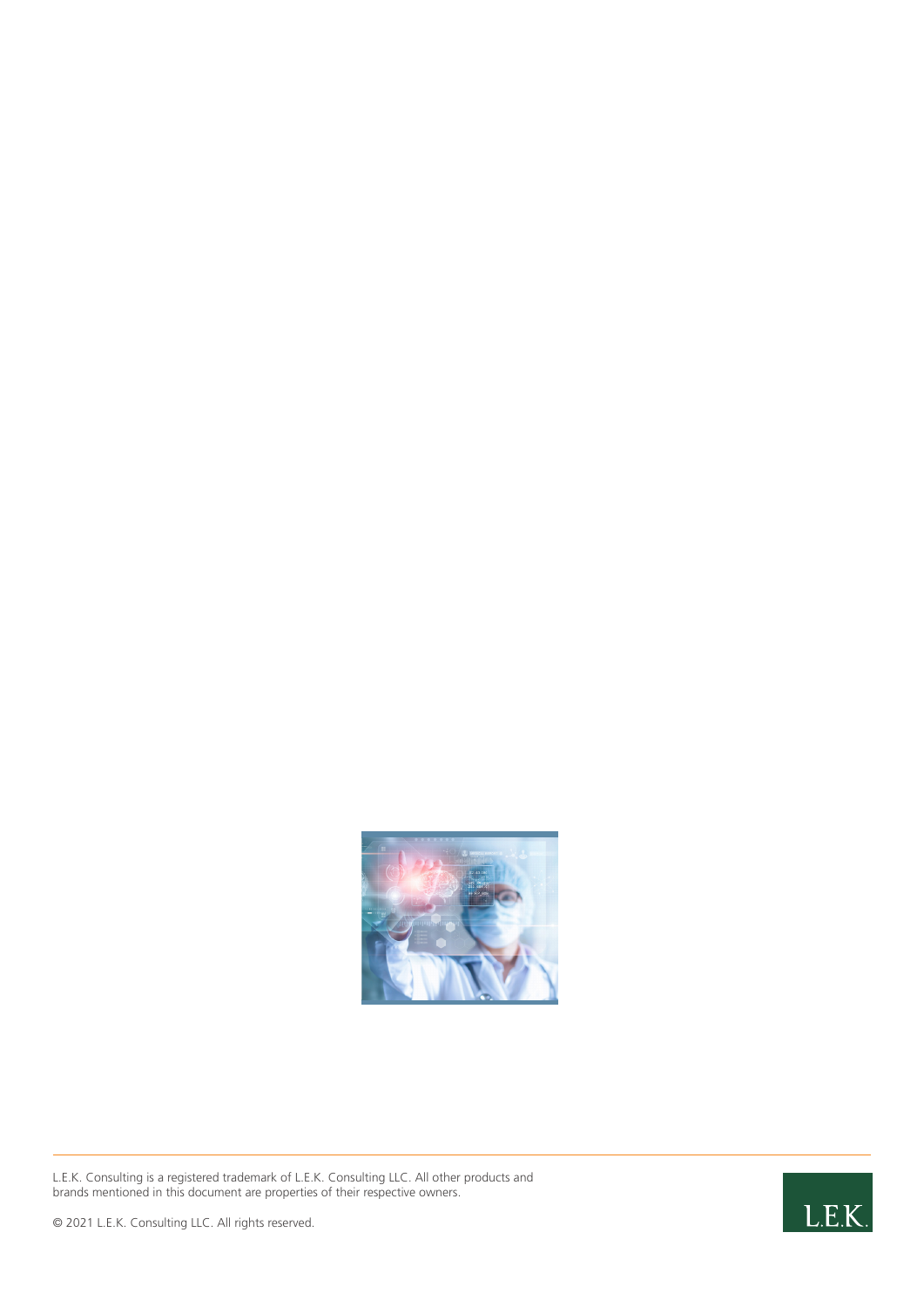L.E.K. Consulting is a registered trademark of L.E.K. Consulting LLC. All other products and brands mentioned in this document are properties of their respective owners.

© 2021 L.E.K. Consulting LLC. All rights reserved.